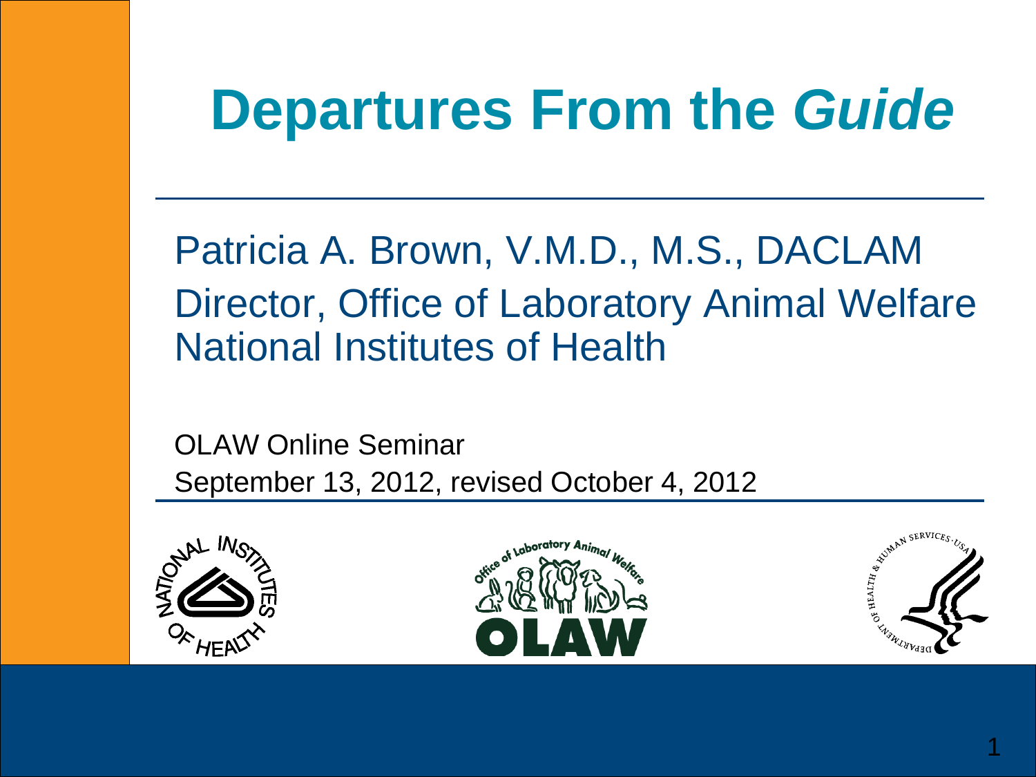# Departures From the *Guide*

Patricia A. Brown, V.M.D., M.S., DACLAM
Director, Office of Laboratory Animal Welfare
National Institutes of Health

OLAW Online Seminar
September 13, 2012, revised October 4, 2012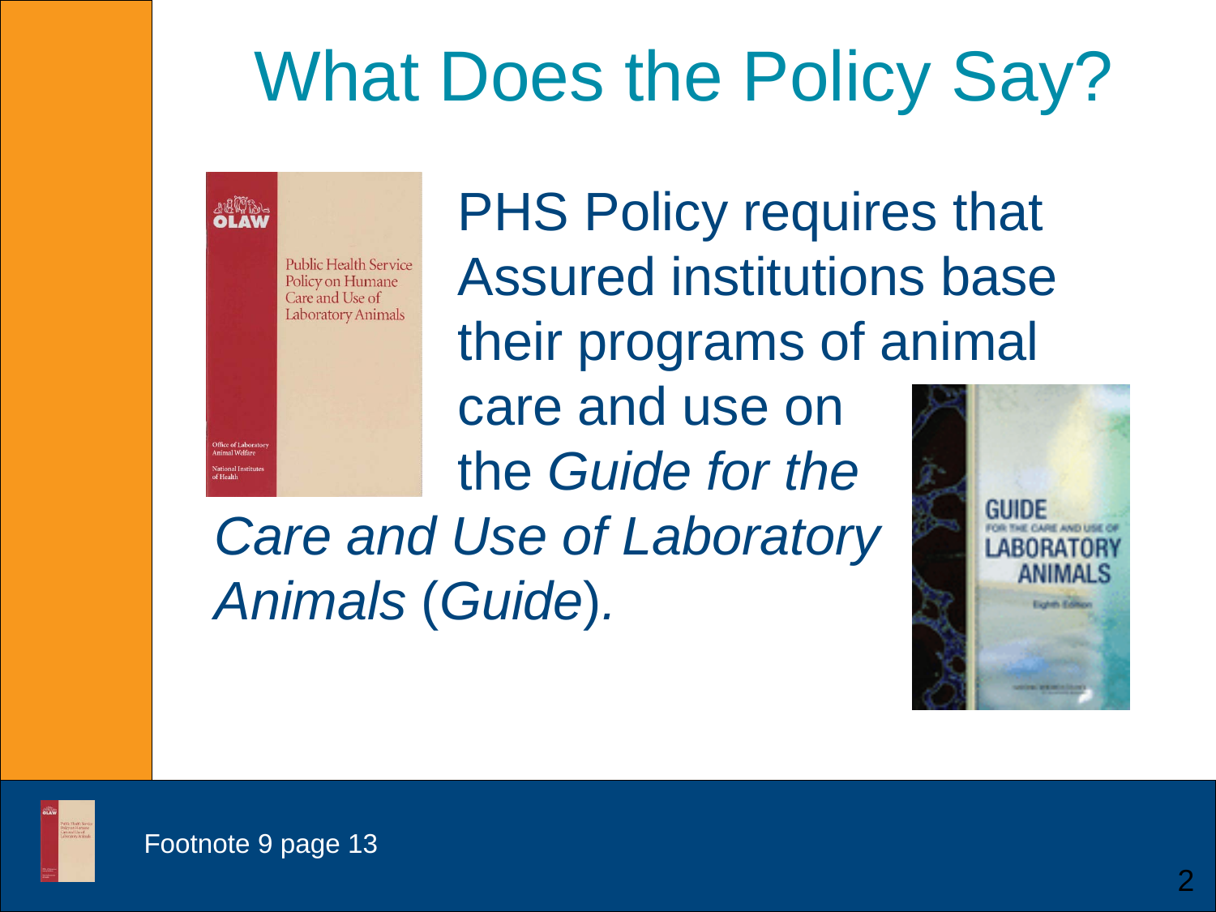# What Does the Policy Say?

PHS Policy requires that Assured institutions base their programs of animal care and use on the *Guide for the Care and Use of Laboratory Animals* (*Guide*).

Footnote 9 page 13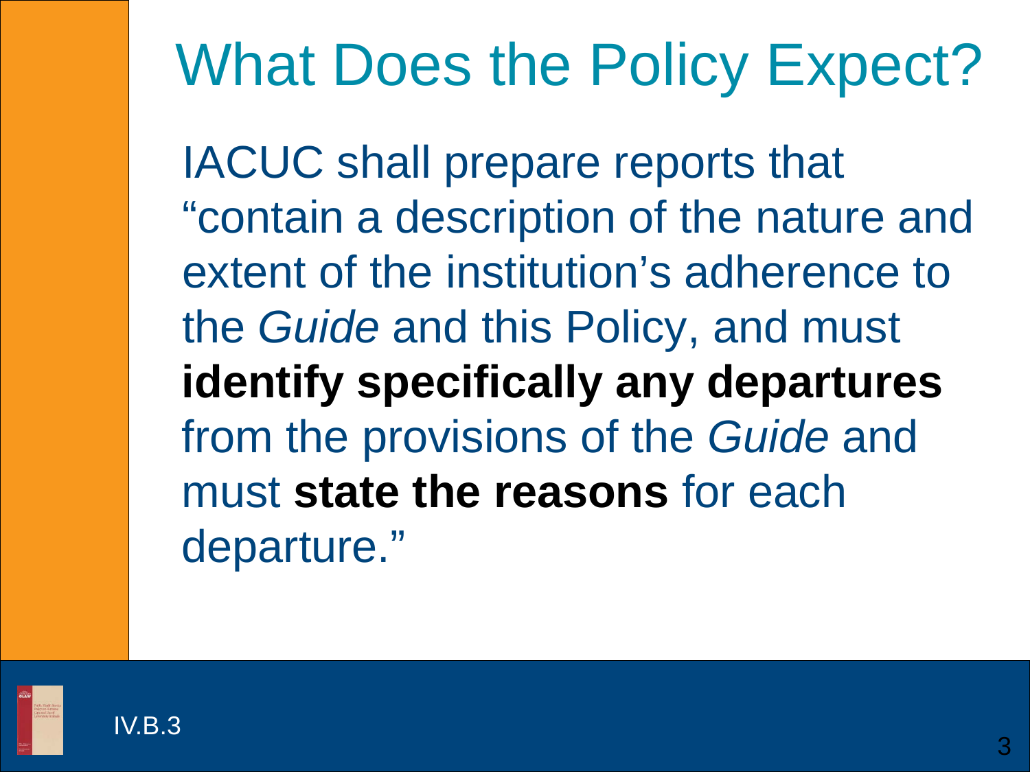# What Does the Policy Expect?

IACUC shall prepare reports that "contain a description of the nature and extent of the institution's adherence to the *Guide* and this Policy, and must **identify specifically any departures** from the provisions of the *Guide* and must **state the reasons** for each departure."

IV.B.3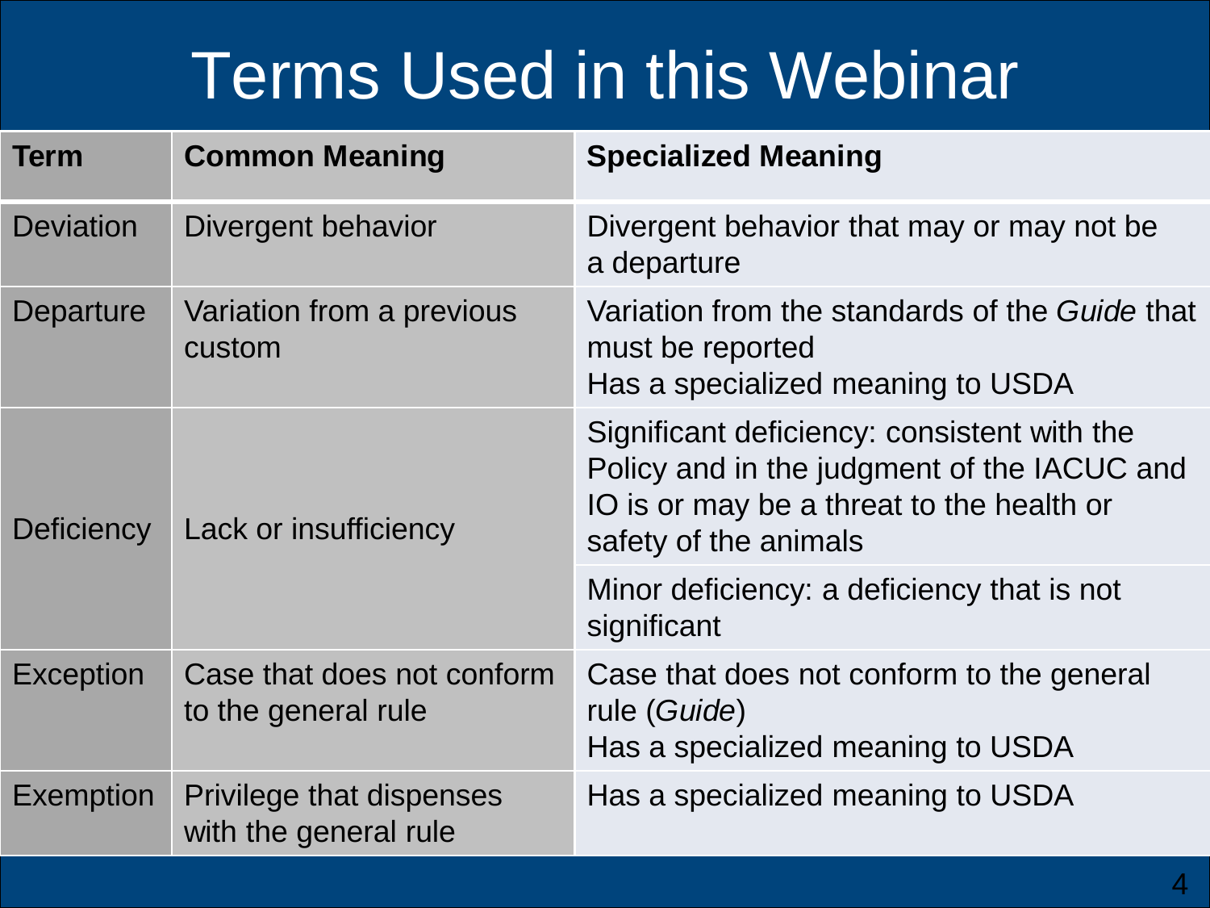# Terms Used in this Webinar

| Term | Common Meaning | Specialized Meaning |
|---|---|---|
| Deviation | Divergent behavior | Divergent behavior that may or may not be a departure |
| Departure | Variation from a previous custom | Variation from the standards of the *Guide* that must be reported<br>Has a specialized meaning to USDA |
| Deficiency | Lack or insufficiency | Significant deficiency: consistent with the Policy and in the judgment of the IACUC and IO is or may be a threat to the health or safety of the animals |
| | | Minor deficiency: a deficiency that is not significant |
| Exception | Case that does not conform to the general rule | Case that does not conform to the general rule (*Guide*)<br>Has a specialized meaning to USDA |
| Exemption | Privilege that dispenses with the general rule | Has a specialized meaning to USDA |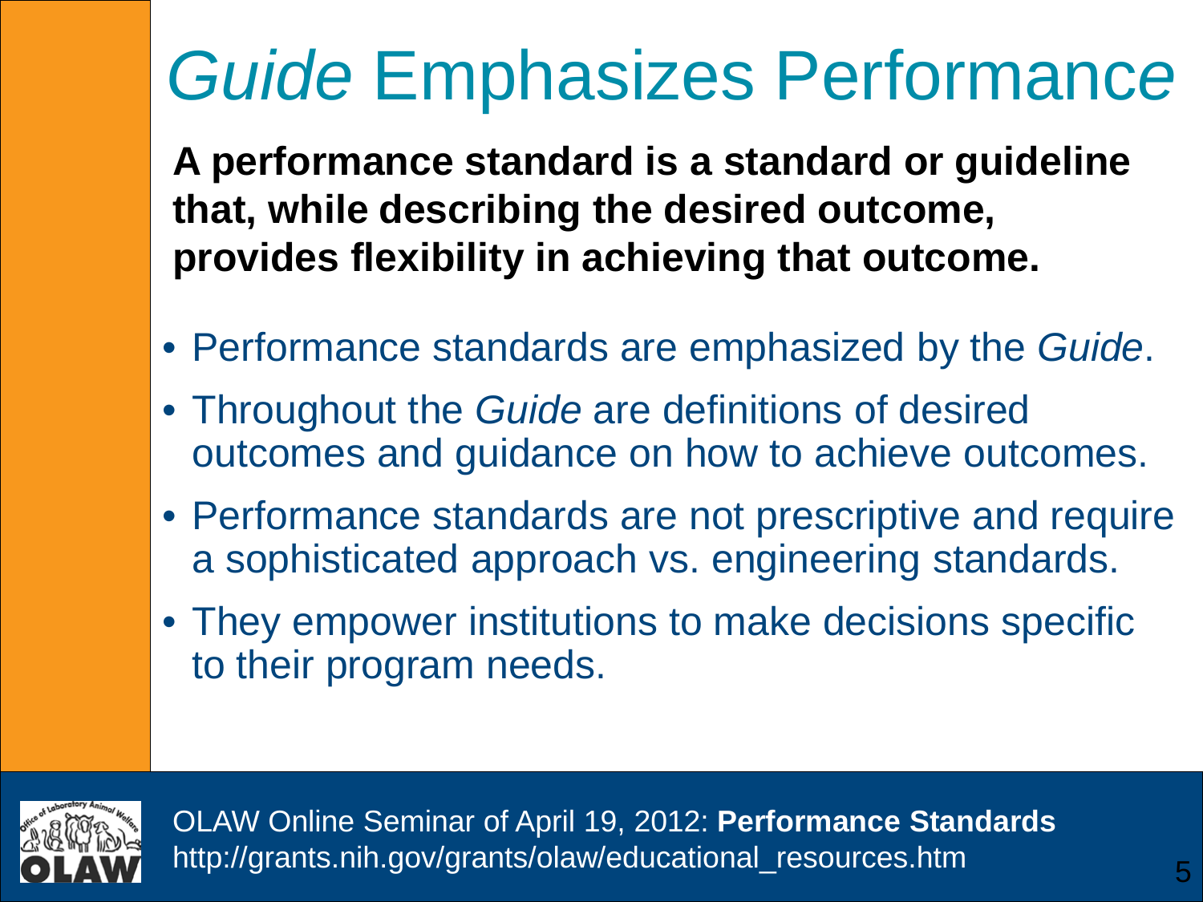# *Guide* Emphasizes Performance

**A performance standard is a standard or guideline that, while describing the desired outcome, provides flexibility in achieving that outcome.**

- Performance standards are emphasized by the *Guide*.
- Throughout the *Guide* are definitions of desired outcomes and guidance on how to achieve outcomes.
- Performance standards are not prescriptive and require a sophisticated approach vs. engineering standards.
- They empower institutions to make decisions specific to their program needs.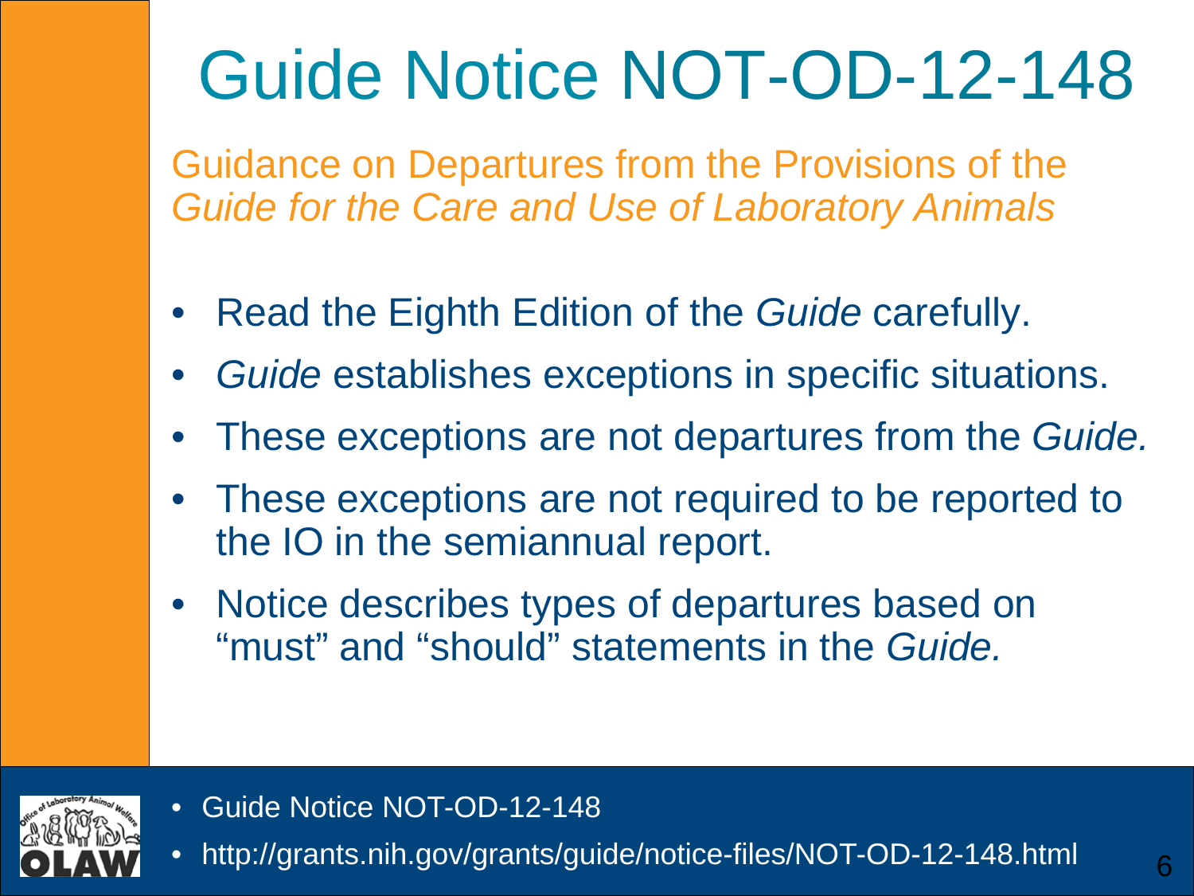# Guide Notice NOT-OD-12-148

Guidance on Departures from the Provisions of the *Guide for the Care and Use of Laboratory Animals*

- Read the Eighth Edition of the *Guide* carefully.
- *Guide* establishes exceptions in specific situations.
- These exceptions are not departures from the *Guide.*
- These exceptions are not required to be reported to the IO in the semiannual report.
- Notice describes types of departures based on "must" and "should" statements in the *Guide.*

- Guide Notice NOT-OD-12-148
- http://grants.nih.gov/grants/guide/notice-files/NOT-OD-12-148.html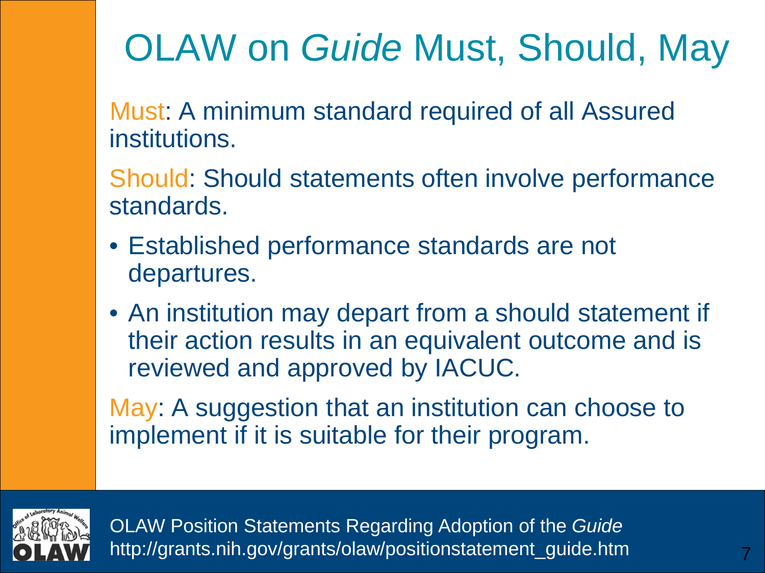# OLAW on *Guide* Must, Should, May

Must: A minimum standard required of all Assured institutions.

Should: Should statements often involve performance standards.

- Established performance standards are not departures.
- An institution may depart from a should statement if their action results in an equivalent outcome and is reviewed and approved by IACUC.

May: A suggestion that an institution can choose to implement if it is suitable for their program.

OLAW Position Statements Regarding Adoption of the *Guide*
http://grants.nih.gov/grants/olaw/positionstatement_guide.htm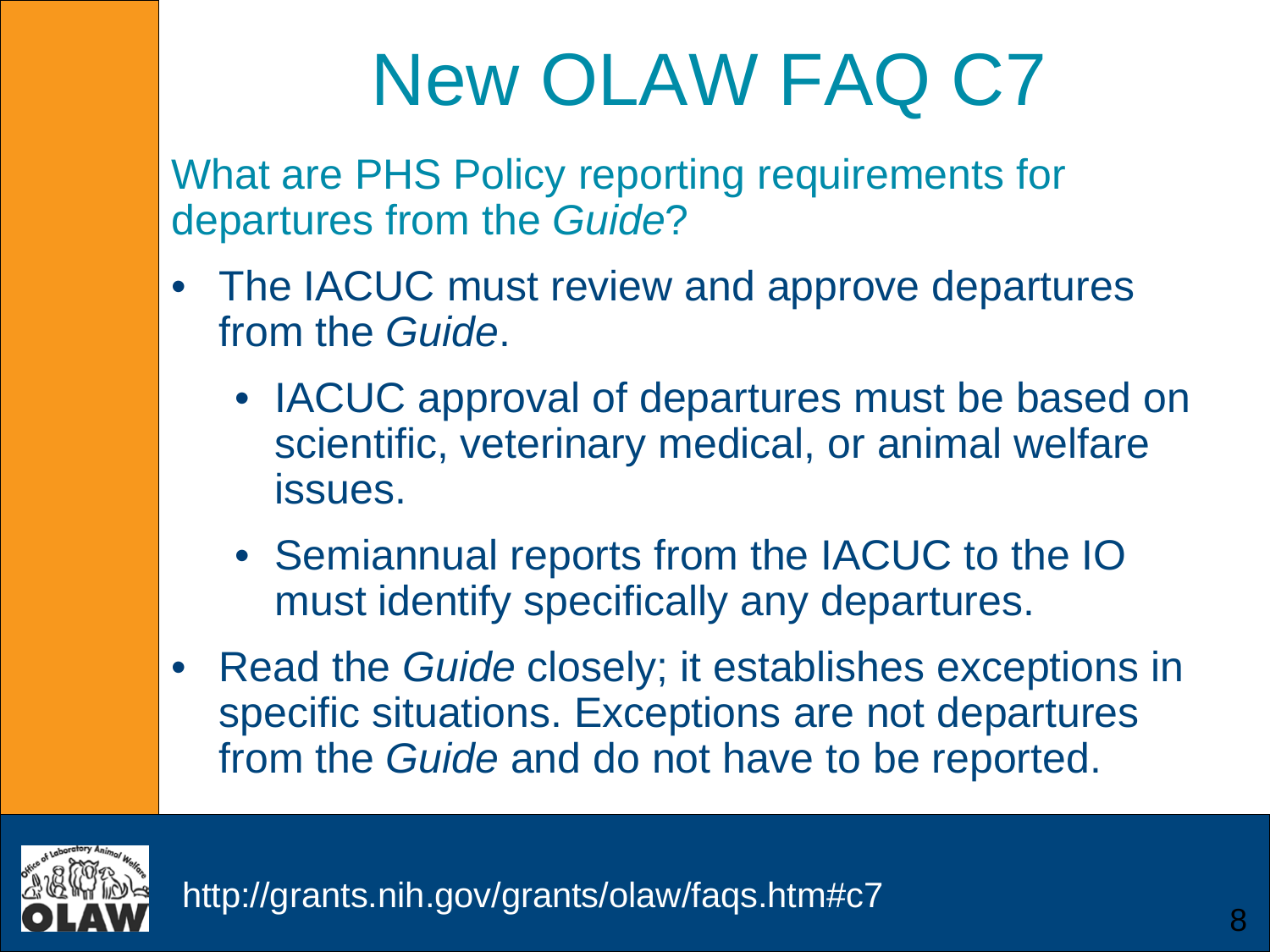# New OLAW FAQ C7

What are PHS Policy reporting requirements for departures from the *Guide*?

- The IACUC must review and approve departures from the *Guide*.
  - IACUC approval of departures must be based on scientific, veterinary medical, or animal welfare issues.
  - Semiannual reports from the IACUC to the IO must identify specifically any departures.
- Read the *Guide* closely; it establishes exceptions in specific situations. Exceptions are not departures from the *Guide* and do not have to be reported.

http://grants.nih.gov/grants/olaw/faqs.htm#c7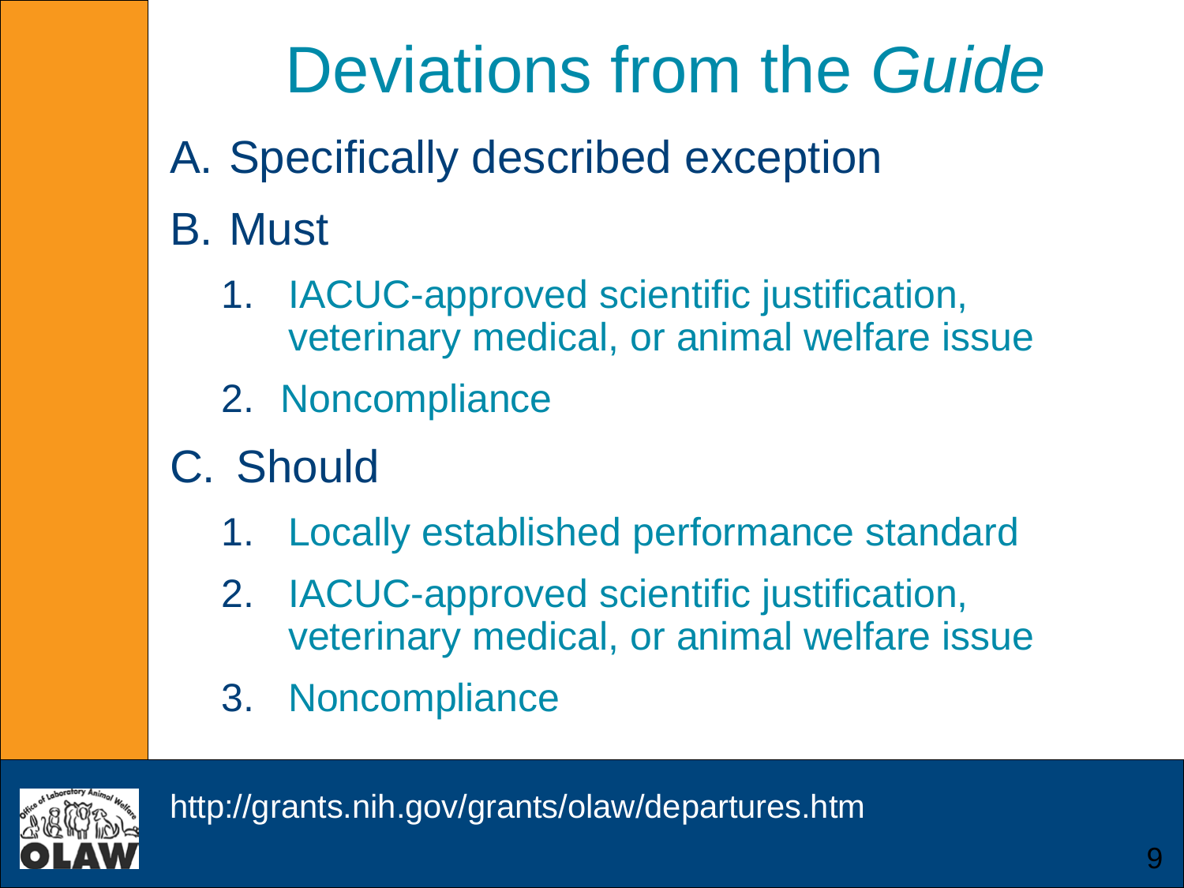# Deviations from the *Guide*

A. Specifically described exception

B. Must

1. IACUC-approved scientific justification, veterinary medical, or animal welfare issue
2. Noncompliance

C. Should

1. Locally established performance standard
2. IACUC-approved scientific justification, veterinary medical, or animal welfare issue
3. Noncompliance

http://grants.nih.gov/grants/olaw/departures.htm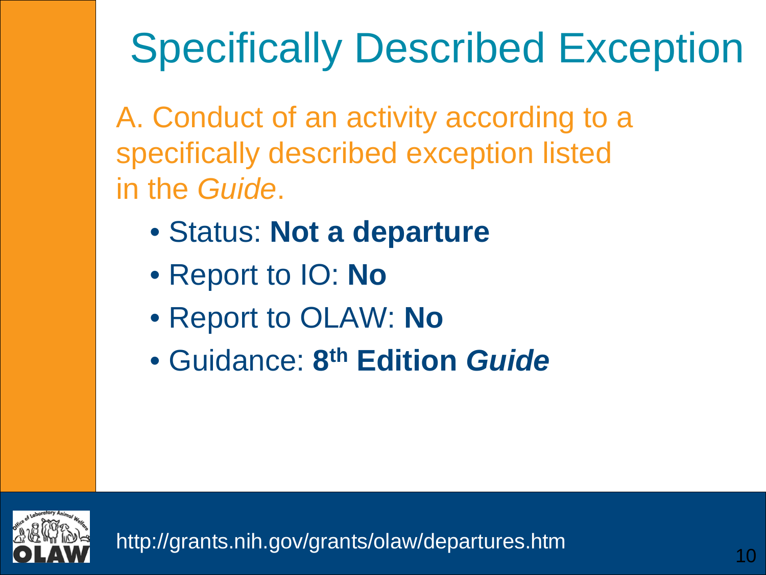# Specifically Described Exception

A. Conduct of an activity according to a specifically described exception listed in the *Guide*.

- Status: **Not a departure**
- Report to IO: **No**
- Report to OLAW: **No**
- Guidance: **8th Edition *Guide***

http://grants.nih.gov/grants/olaw/departures.htm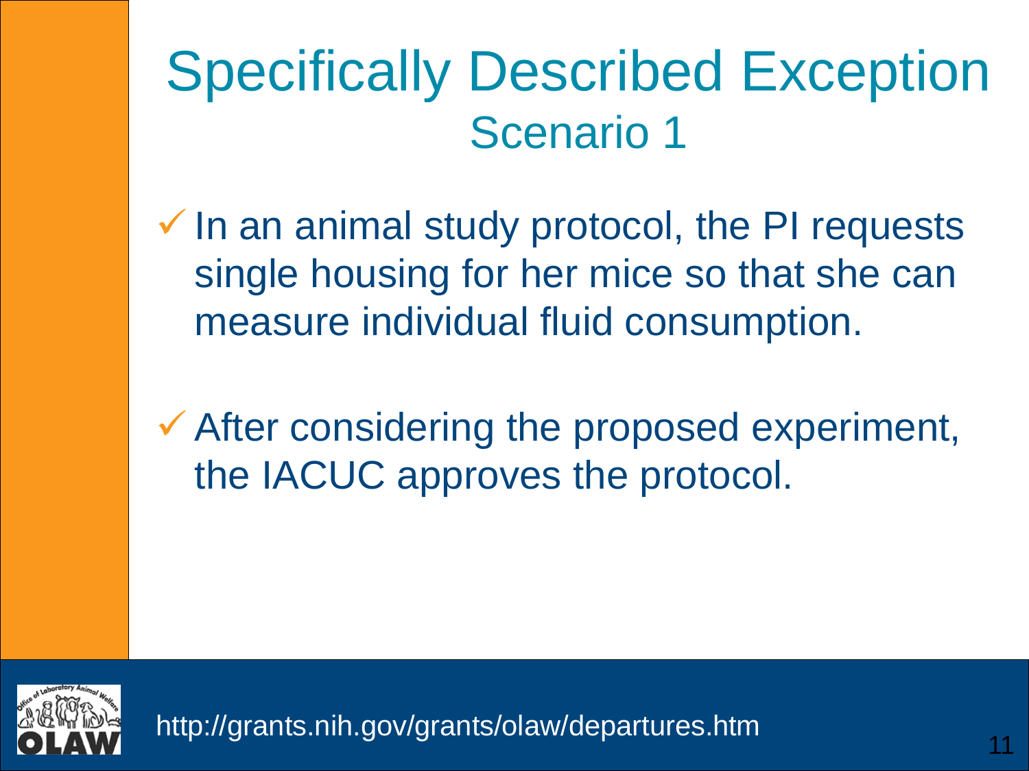# Specifically Described Exception

## Scenario 1

- ✓ In an animal study protocol, the PI requests single housing for her mice so that she can measure individual fluid consumption.

- ✓ After considering the proposed experiment, the IACUC approves the protocol.

http://grants.nih.gov/grants/olaw/departures.htm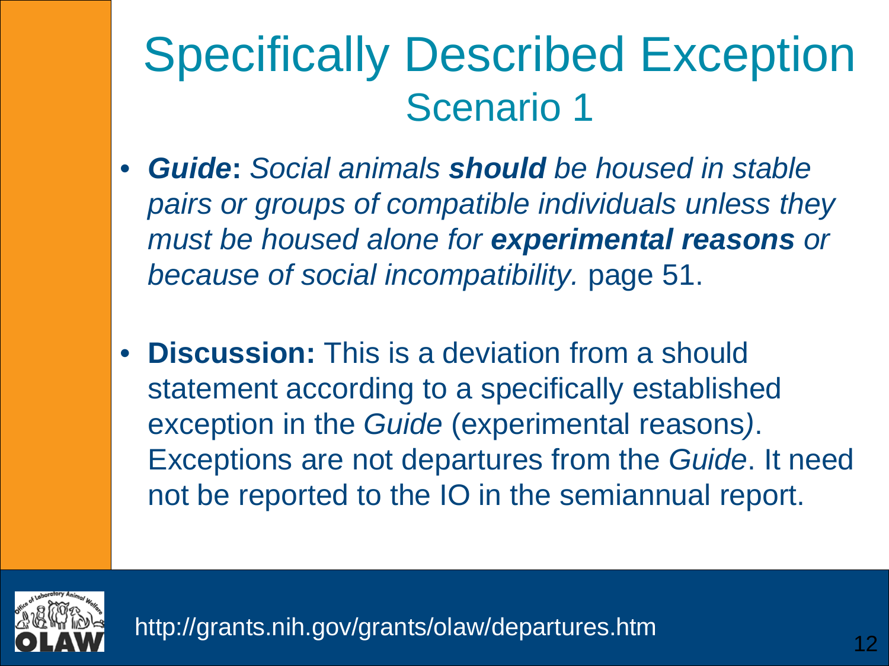# Specifically Described Exception
## Scenario 1

- ***Guide*: *Social animals* **should** *be housed in stable pairs or groups of compatible individuals unless they must be housed alone for* ***experimental reasons*** *or because of social incompatibility.*** page 51.

- **Discussion:** This is a deviation from a should statement according to a specifically established exception in the *Guide* (experimental reasons). Exceptions are not departures from the *Guide*. It need not be reported to the IO in the semiannual report.

http://grants.nih.gov/grants/olaw/departures.htm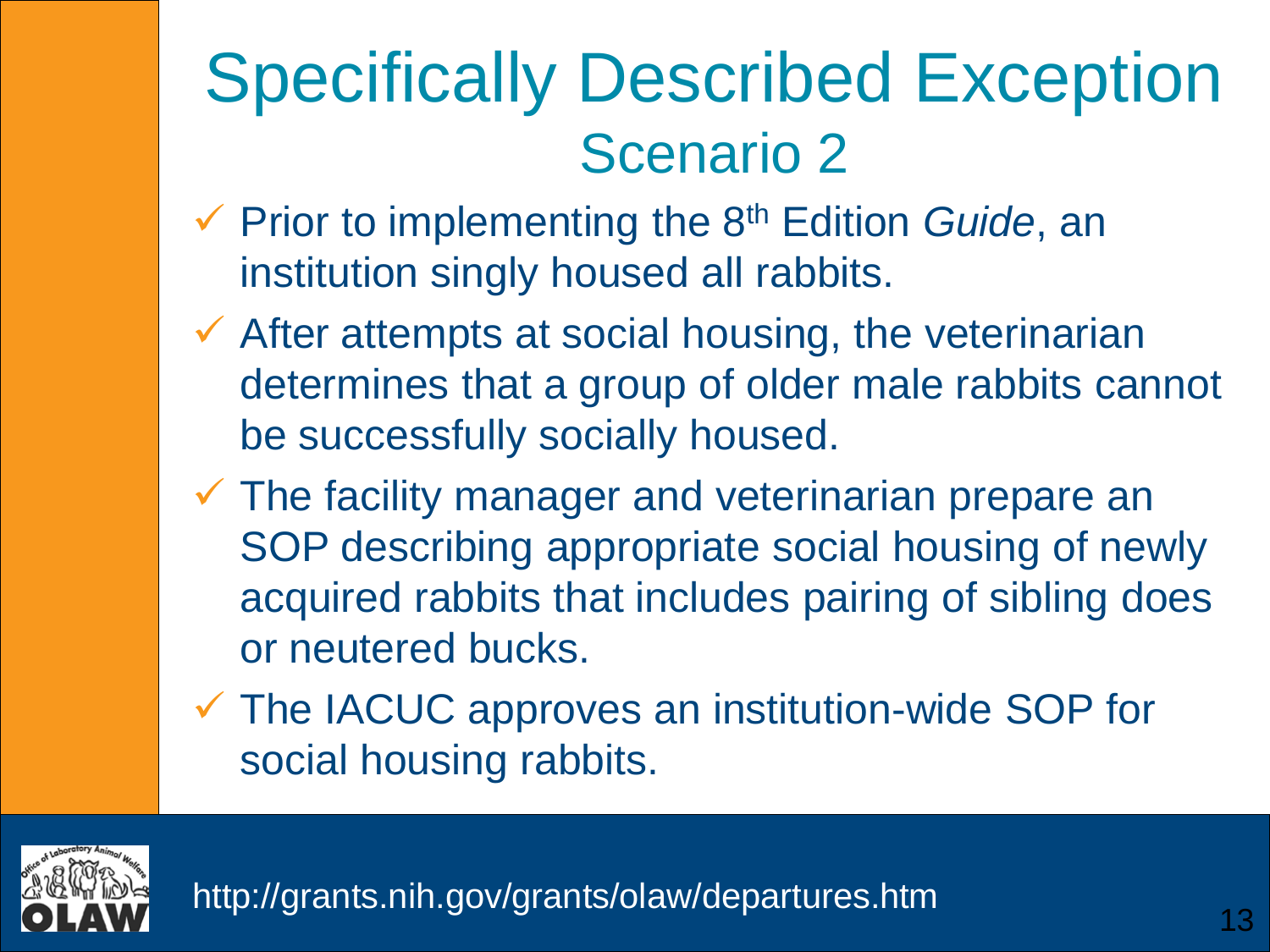# Specifically Described Exception

## Scenario 2

- Prior to implementing the 8th Edition *Guide*, an institution singly housed all rabbits.
- After attempts at social housing, the veterinarian determines that a group of older male rabbits cannot be successfully socially housed.
- The facility manager and veterinarian prepare an SOP describing appropriate social housing of newly acquired rabbits that includes pairing of sibling does or neutered bucks.
- The IACUC approves an institution-wide SOP for social housing rabbits.

http://grants.nih.gov/grants/olaw/departures.htm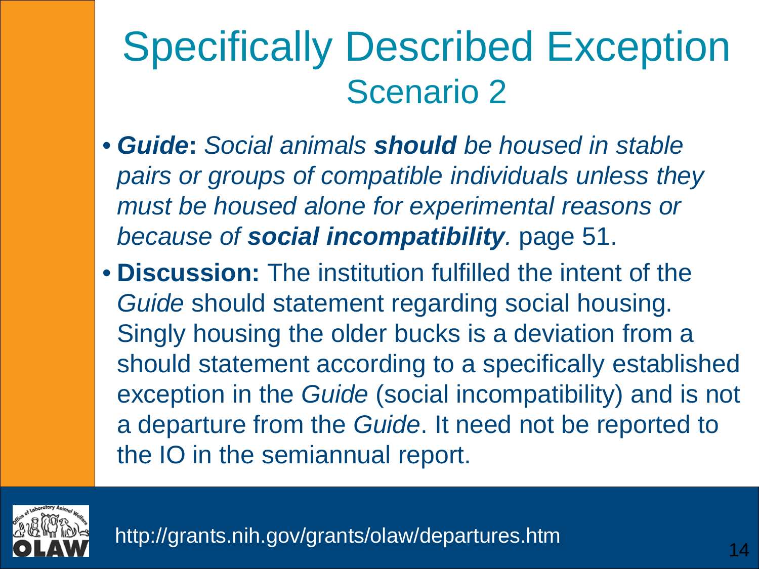# Specifically Described Exception

## Scenario 2

- ***Guide*****:** *Social animals **should** be housed in stable pairs or groups of compatible individuals unless they must be housed alone for experimental reasons or because of **social incompatibility**.* page 51.
- **Discussion:** The institution fulfilled the intent of the *Guide* should statement regarding social housing. Singly housing the older bucks is a deviation from a should statement according to a specifically established exception in the *Guide* (social incompatibility) and is not a departure from the *Guide*. It need not be reported to the IO in the semiannual report.

http://grants.nih.gov/grants/olaw/departures.htm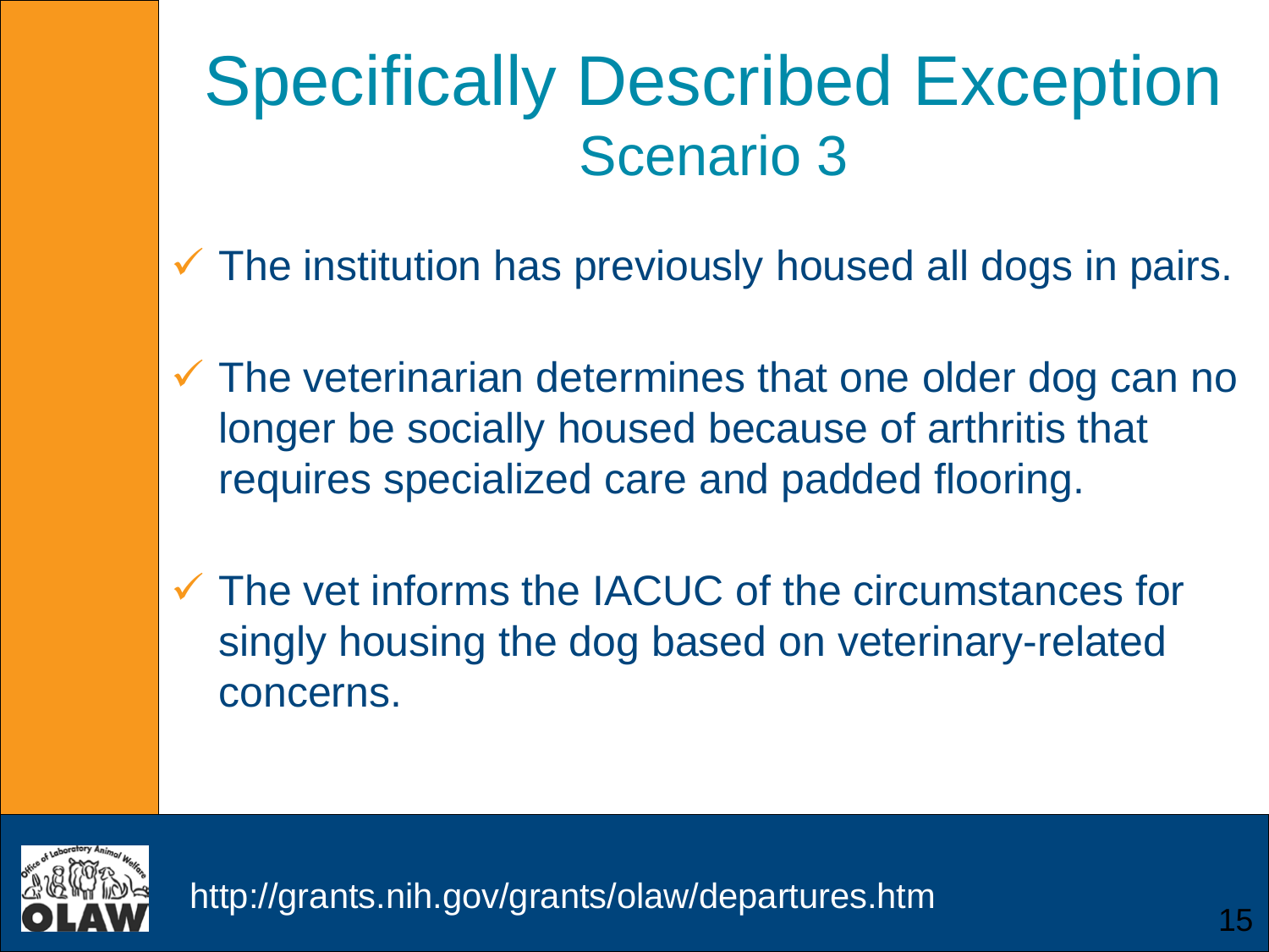# Specifically Described Exception

## Scenario 3

- ✓ The institution has previously housed all dogs in pairs.
- ✓ The veterinarian determines that one older dog can no longer be socially housed because of arthritis that requires specialized care and padded flooring.
- ✓ The vet informs the IACUC of the circumstances for singly housing the dog based on veterinary-related concerns.

http://grants.nih.gov/grants/olaw/departures.htm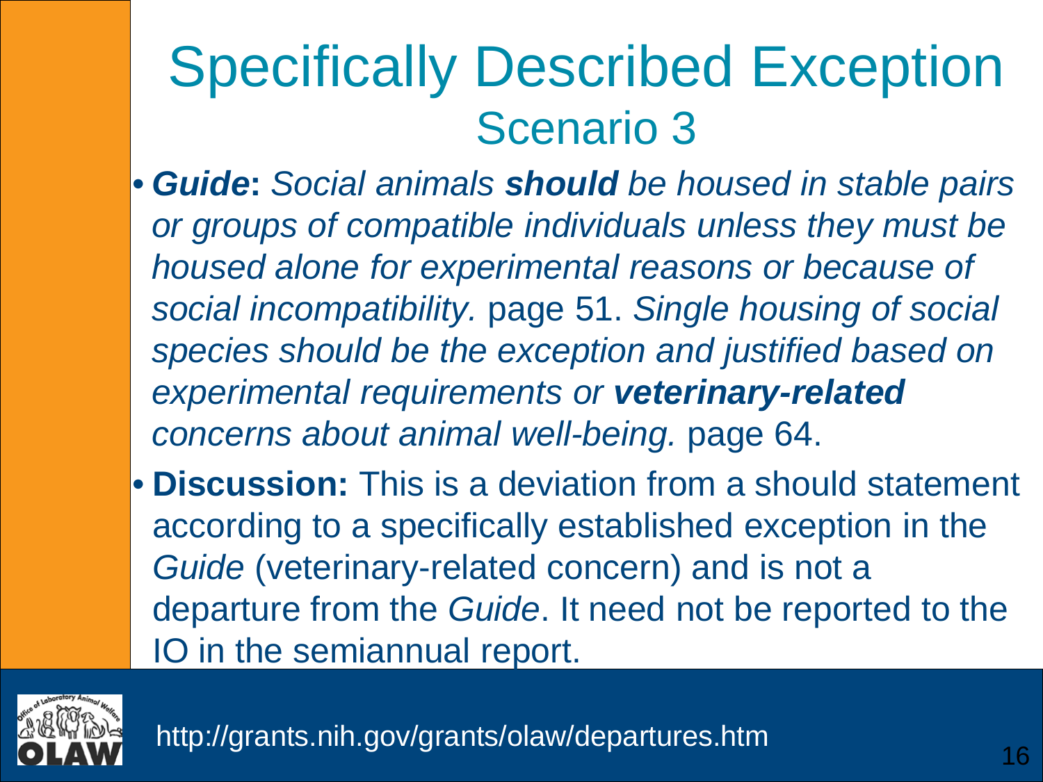# Specifically Described Exception

## Scenario 3

- ***Guide*: *Social animals* *should* *be housed in stable pairs or groups of compatible individuals unless they must be housed alone for experimental reasons or because of social incompatibility.*** page 51. *Single housing of social species should be the exception and justified based on experimental requirements or* ***veterinary-related*** *concerns about animal well-being.* page 64.
- **Discussion:** This is a deviation from a should statement according to a specifically established exception in the *Guide* (veterinary-related concern) and is not a departure from the *Guide*. It need not be reported to the IO in the semiannual report.

http://grants.nih.gov/grants/olaw/departures.htm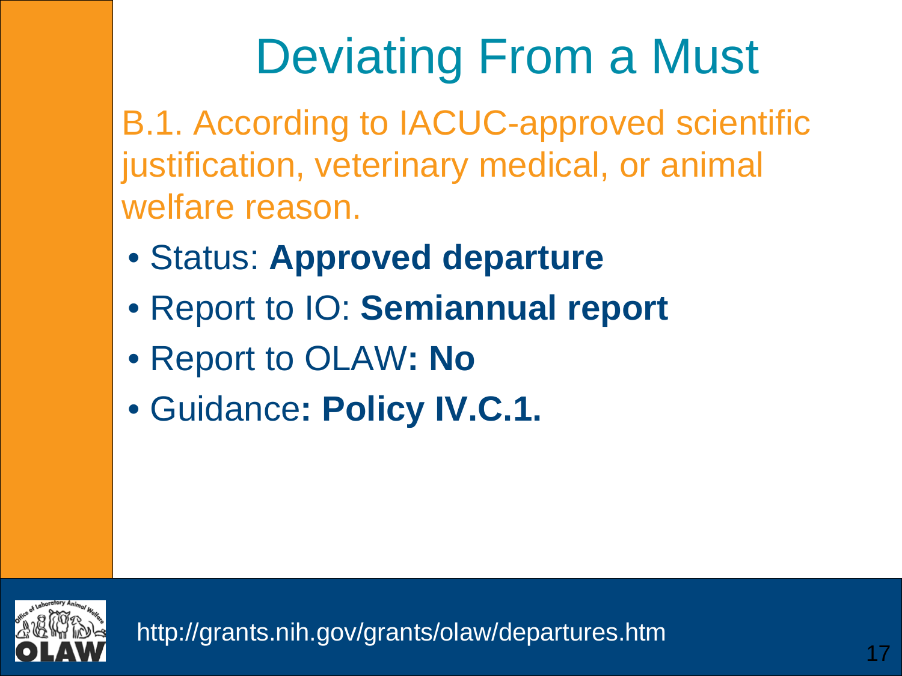# Deviating From a Must

B.1. According to IACUC-approved scientific justification, veterinary medical, or animal welfare reason.

- Status: **Approved departure**
- Report to IO: **Semiannual report**
- Report to OLAW**: No**
- Guidance**: Policy IV.C.1.**

http://grants.nih.gov/grants/olaw/departures.htm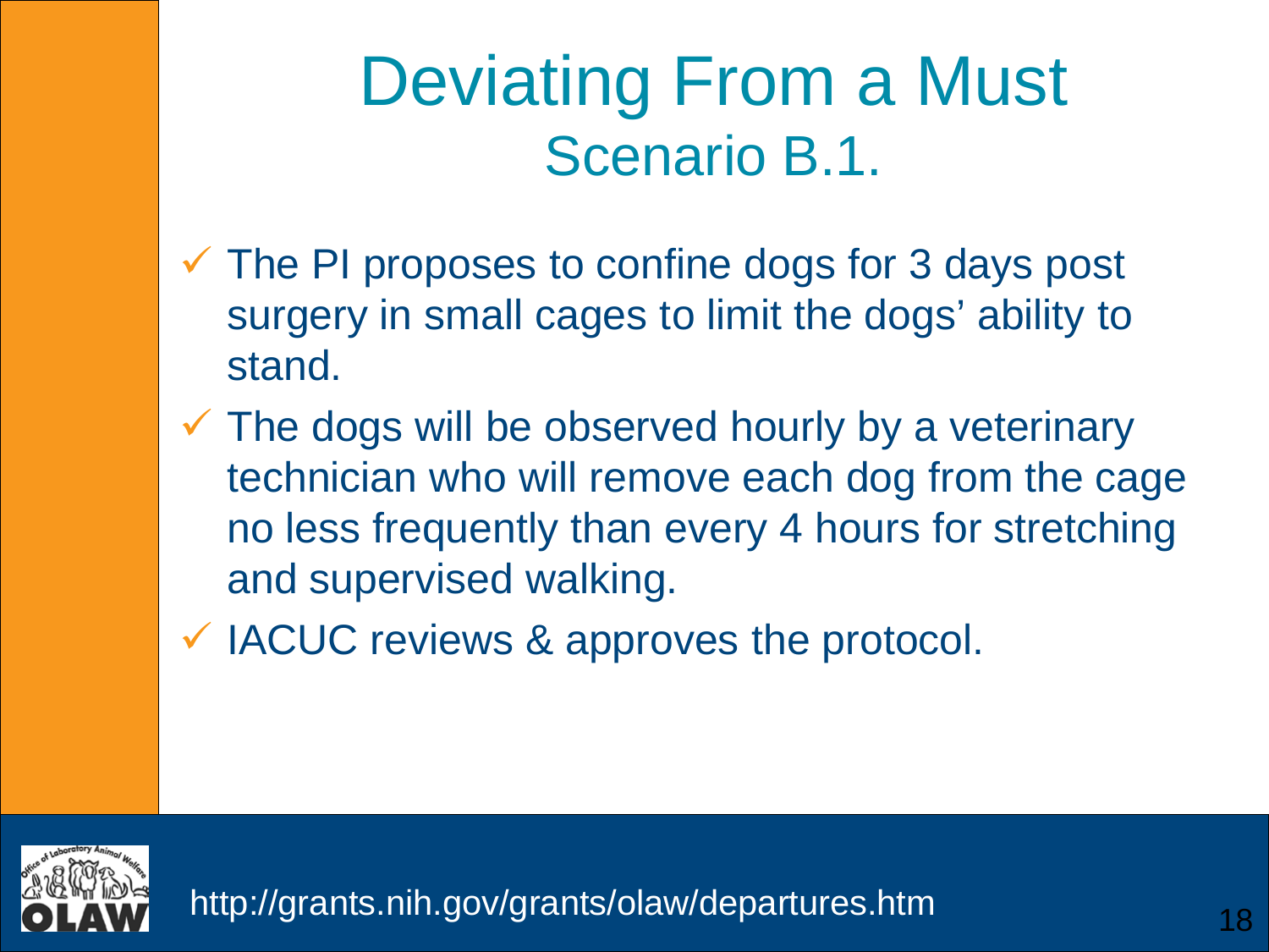# Deviating From a Must

## Scenario B.1.

- ✓ The PI proposes to confine dogs for 3 days post surgery in small cages to limit the dogs' ability to stand.
- ✓ The dogs will be observed hourly by a veterinary technician who will remove each dog from the cage no less frequently than every 4 hours for stretching and supervised walking.
- ✓ IACUC reviews & approves the protocol.

http://grants.nih.gov/grants/olaw/departures.htm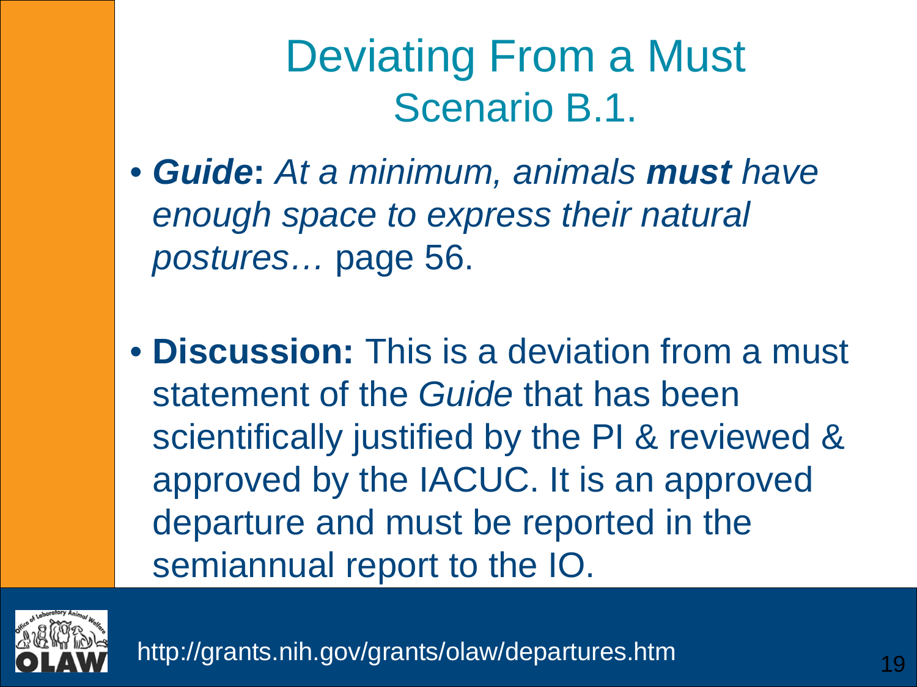# Deviating From a Must

## Scenario B.1.

- ***Guide*****:** *At a minimum, animals* ***must*** *have enough space to express their natural postures…* page 56.

- **Discussion:** This is a deviation from a must statement of the *Guide* that has been scientifically justified by the PI & reviewed & approved by the IACUC. It is an approved departure and must be reported in the semiannual report to the IO.

http://grants.nih.gov/grants/olaw/departures.htm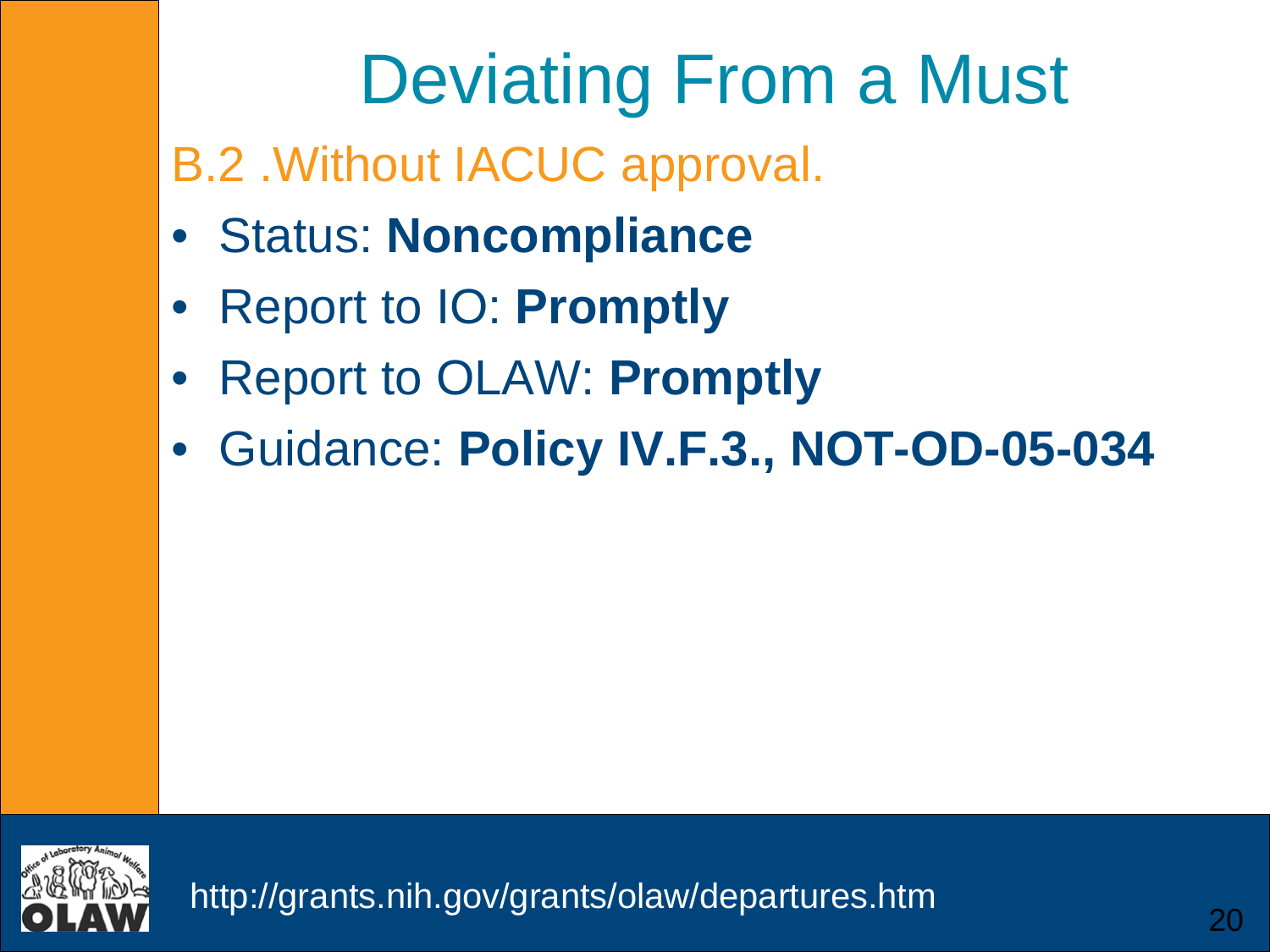# Deviating From a Must

## B.2 .Without IACUC approval.

- Status: **Noncompliance**
- Report to IO: **Promptly**
- Report to OLAW: **Promptly**
- Guidance: **Policy IV.F.3., NOT-OD-05-034**

http://grants.nih.gov/grants/olaw/departures.htm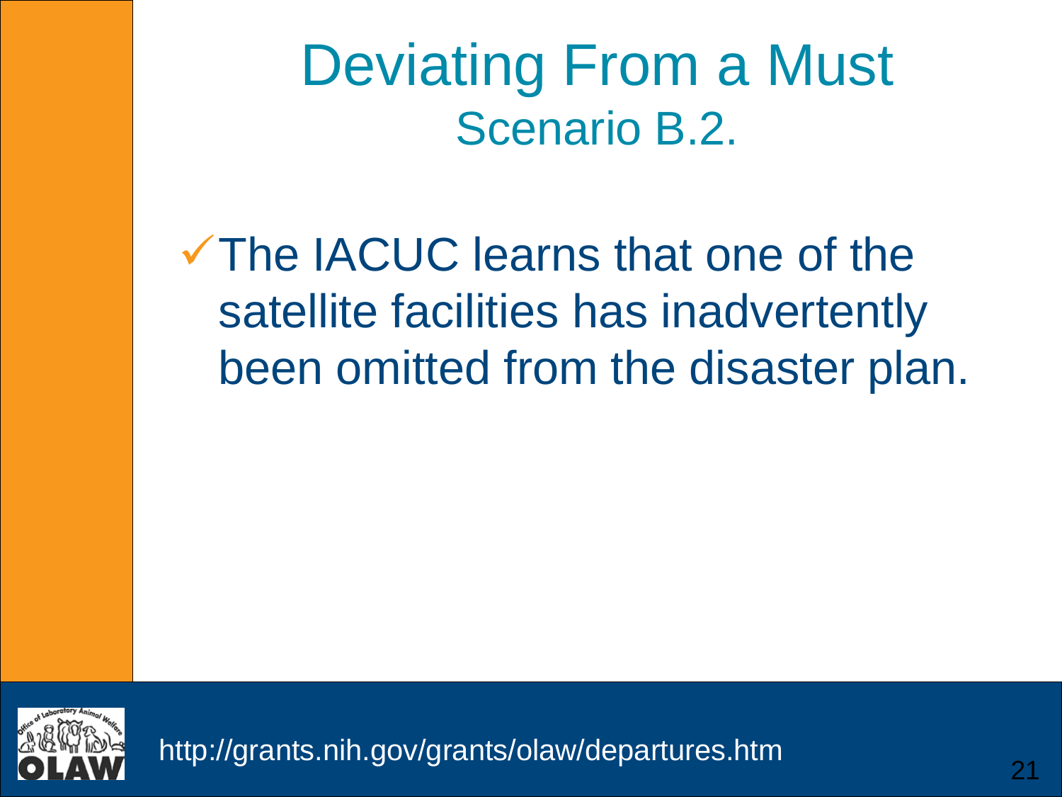# Deviating From a Must

## Scenario B.2.

- ✓ The IACUC learns that one of the satellite facilities has inadvertently been omitted from the disaster plan.

http://grants.nih.gov/grants/olaw/departures.htm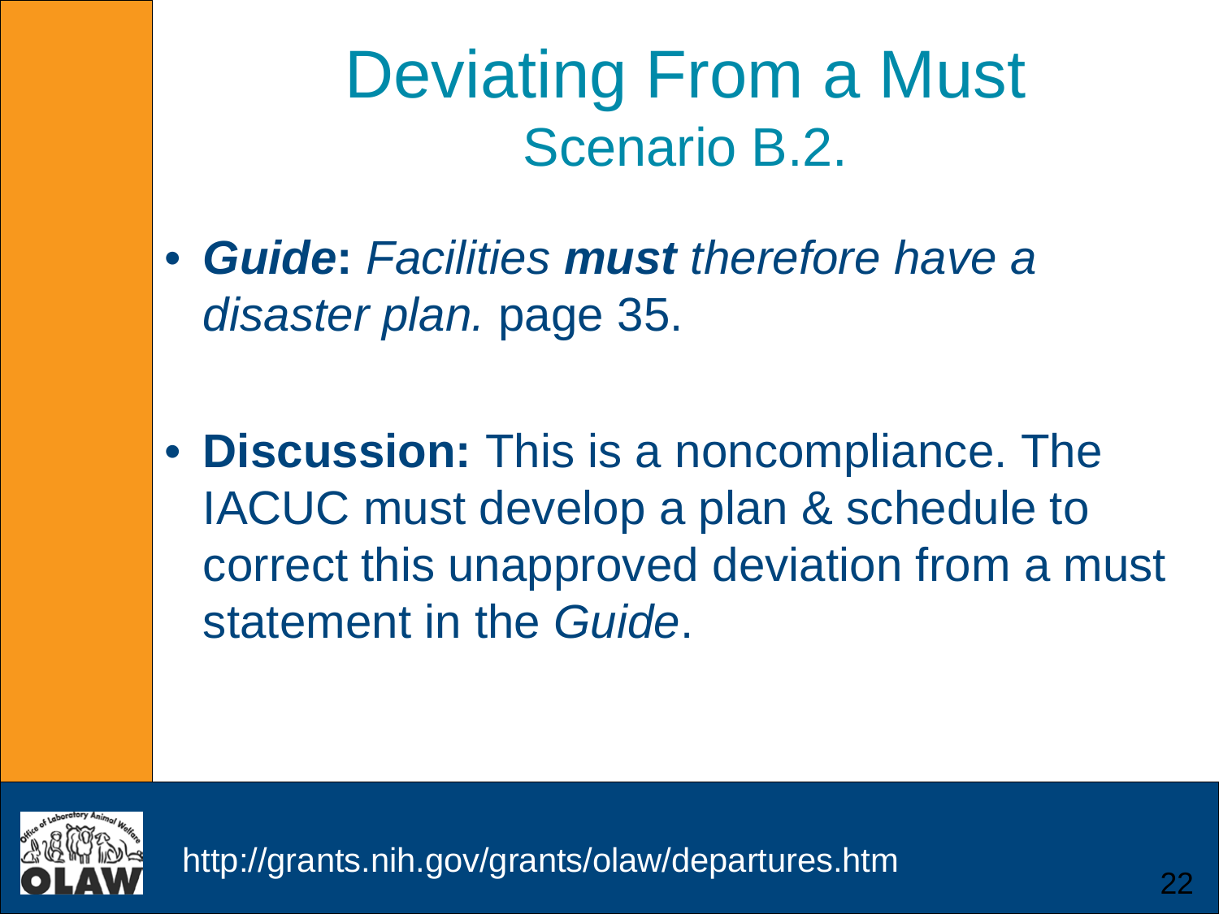# Deviating From a Must
## Scenario B.2.

- ***Guide*: *Facilities* **must** *therefore have a disaster plan.*** page 35.

- **Discussion:** This is a noncompliance. The IACUC must develop a plan & schedule to correct this unapproved deviation from a must statement in the *Guide*.

http://grants.nih.gov/grants/olaw/departures.htm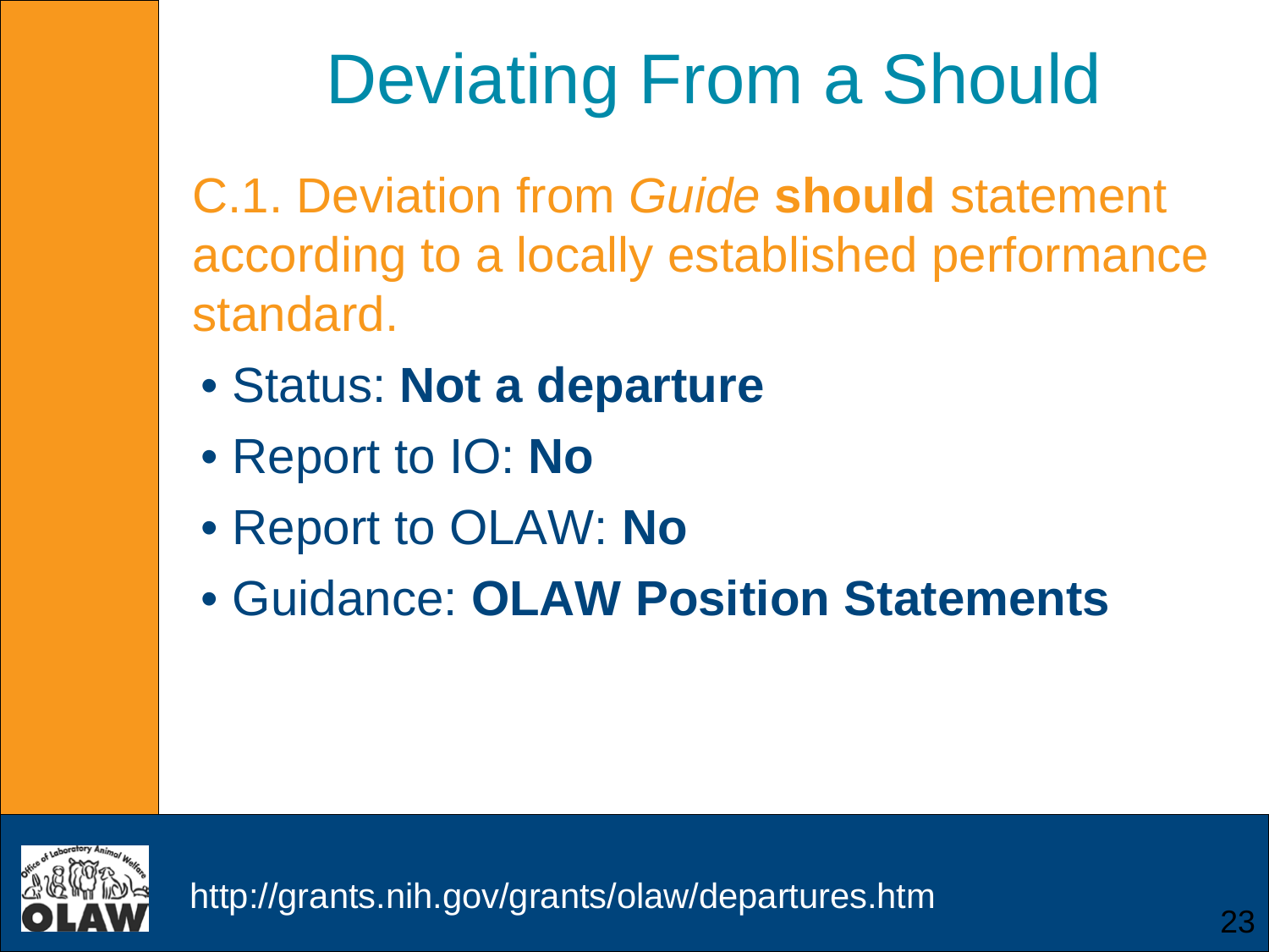# Deviating From a Should

C.1. Deviation from *Guide* **should** statement according to a locally established performance standard.

- Status: **Not a departure**
- Report to IO: **No**
- Report to OLAW: **No**
- Guidance: **OLAW Position Statements**

http://grants.nih.gov/grants/olaw/departures.htm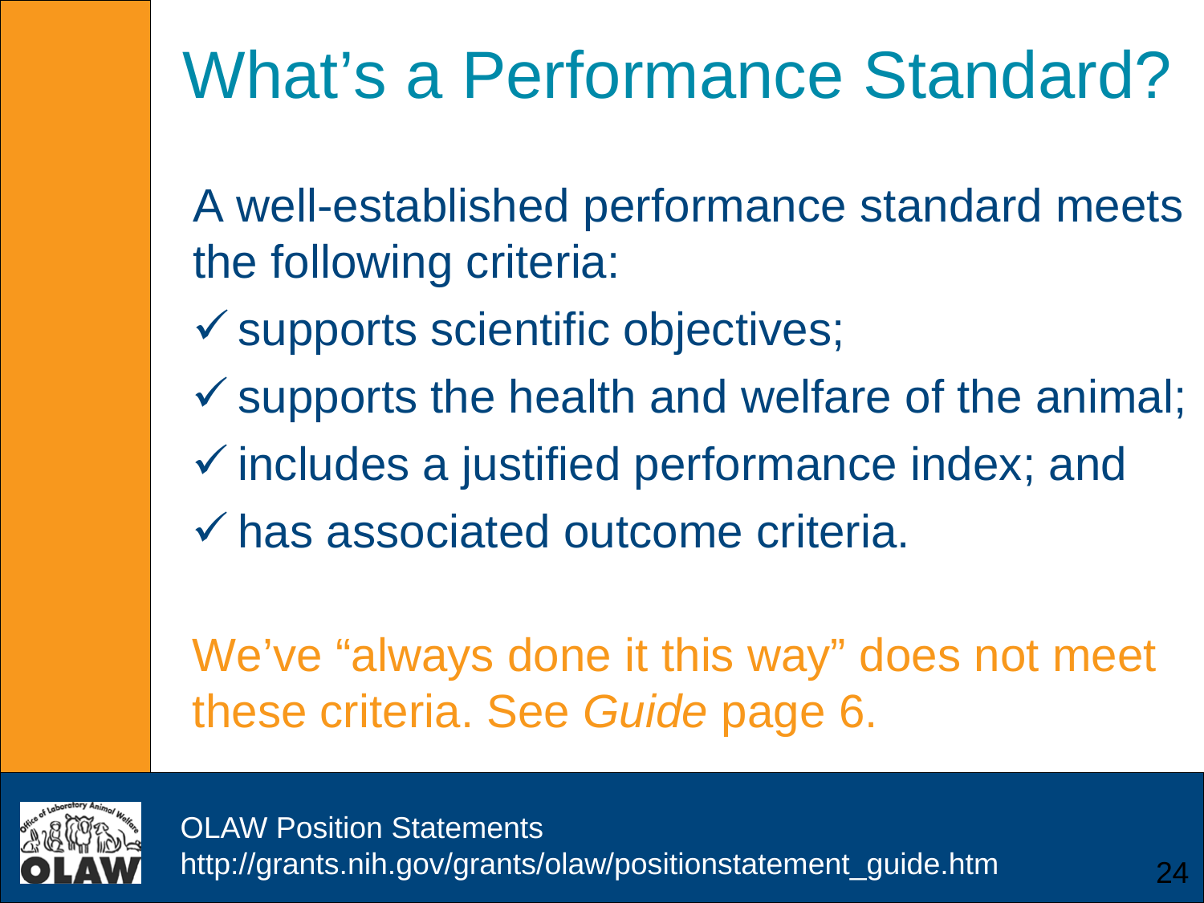# What's a Performance Standard?

A well-established performance standard meets the following criteria:

- ✓ supports scientific objectives;
- ✓ supports the health and welfare of the animal;
- ✓ includes a justified performance index; and
- ✓ has associated outcome criteria.

We've "always done it this way" does not meet these criteria. See *Guide* page 6.

OLAW Position Statements
http://grants.nih.gov/grants/olaw/positionstatement_guide.htm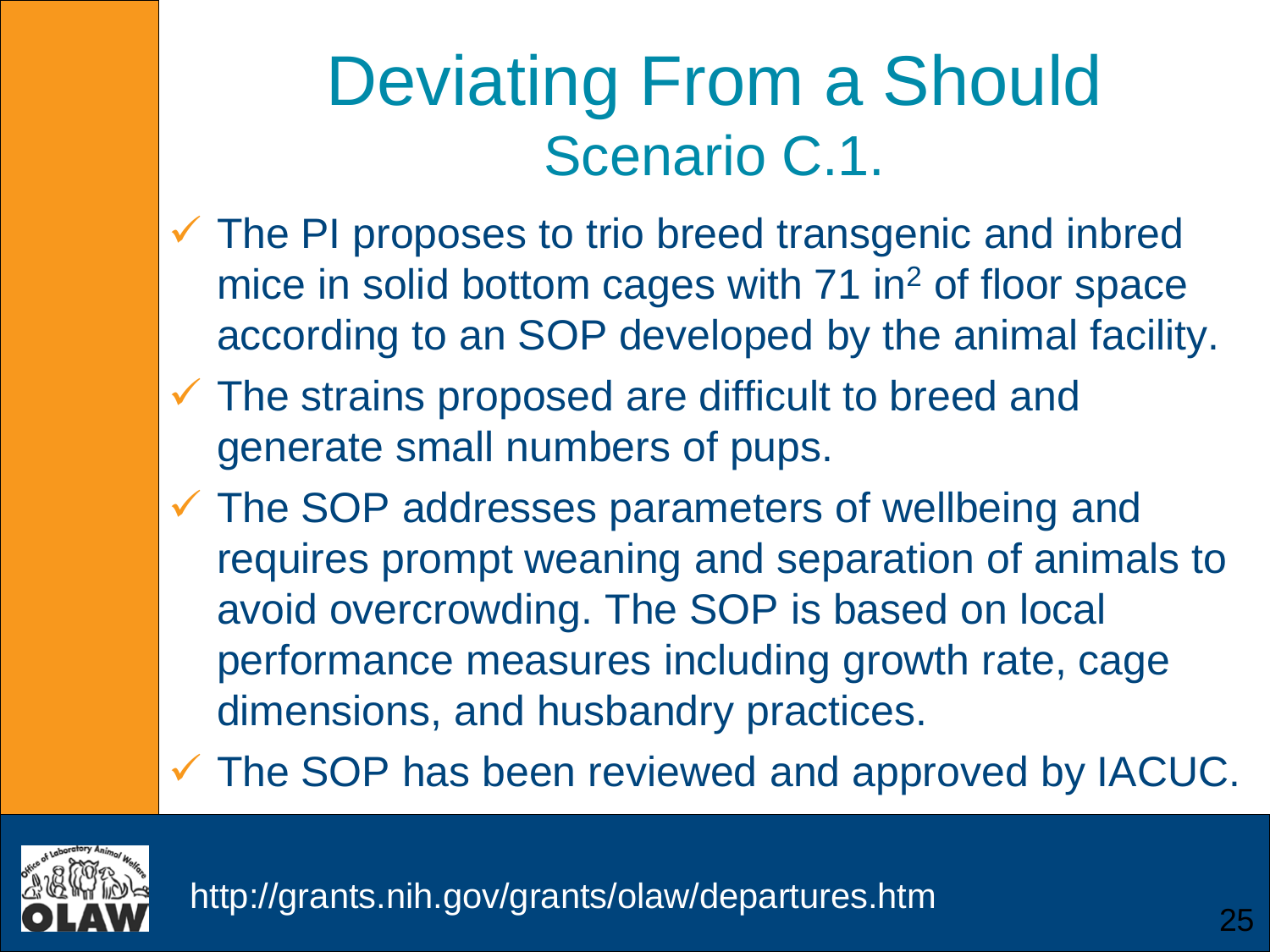# Deviating From a Should

## Scenario C.1.

- ✓ The PI proposes to trio breed transgenic and inbred mice in solid bottom cages with 71 $in^2$ of floor space according to an SOP developed by the animal facility.
- ✓ The strains proposed are difficult to breed and generate small numbers of pups.
- ✓ The SOP addresses parameters of wellbeing and requires prompt weaning and separation of animals to avoid overcrowding. The SOP is based on local performance measures including growth rate, cage dimensions, and husbandry practices.
- ✓ The SOP has been reviewed and approved by IACUC.

http://grants.nih.gov/grants/olaw/departures.htm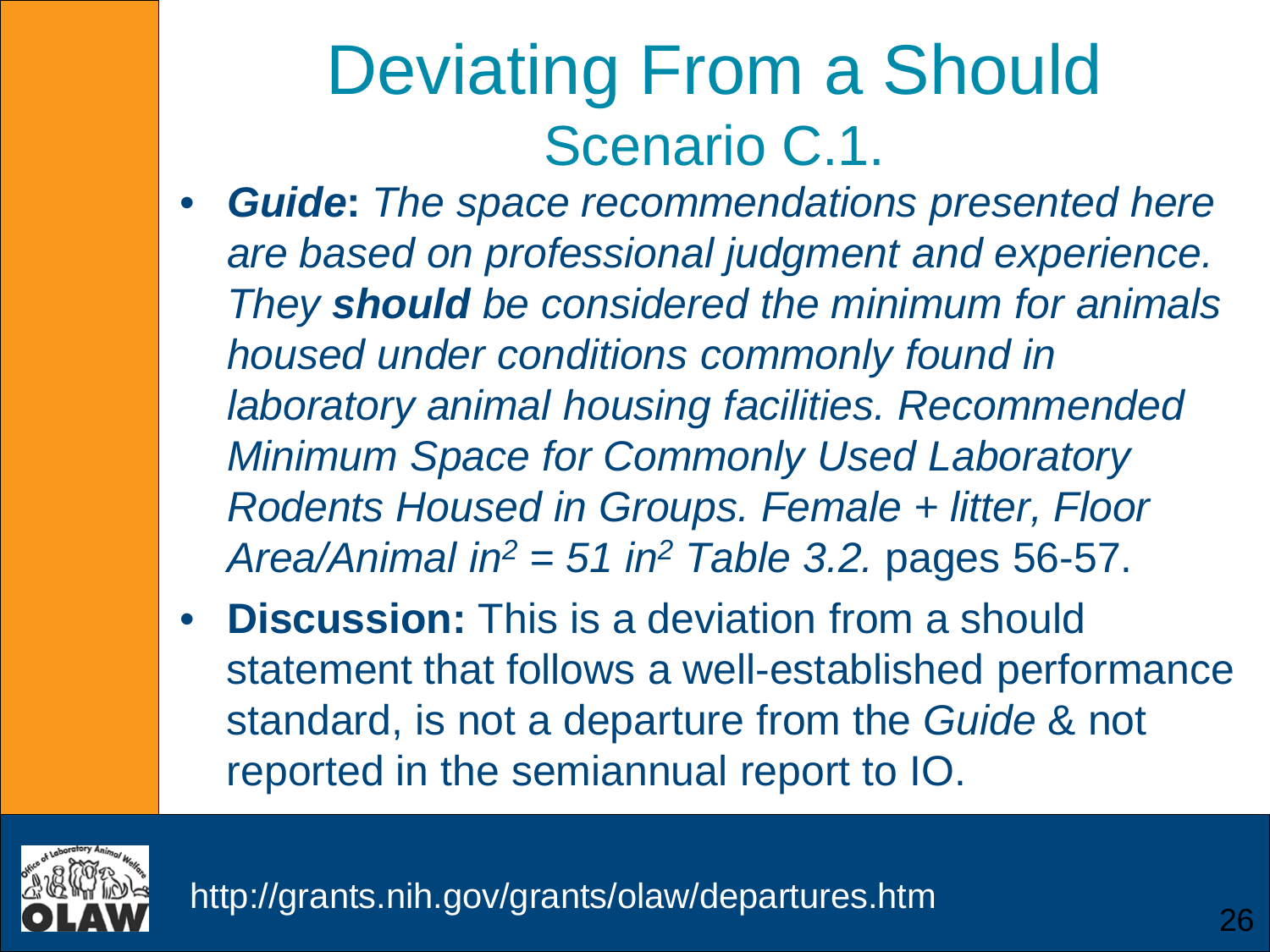# Deviating From a Should

## Scenario C.1.

- ***Guide*****:** *The space recommendations presented here are based on professional judgment and experience. They* ***should*** *be considered the minimum for animals housed under conditions commonly found in laboratory animal housing facilities. Recommended Minimum Space for Commonly Used Laboratory Rodents Housed in Groups. Female + litter, Floor Area/Animal in$^2$ = 51 in$^2$ Table 3.2.* pages 56-57.
- **Discussion:** This is a deviation from a should statement that follows a well-established performance standard, is not a departure from the *Guide* & not reported in the semiannual report to IO.

http://grants.nih.gov/grants/olaw/departures.htm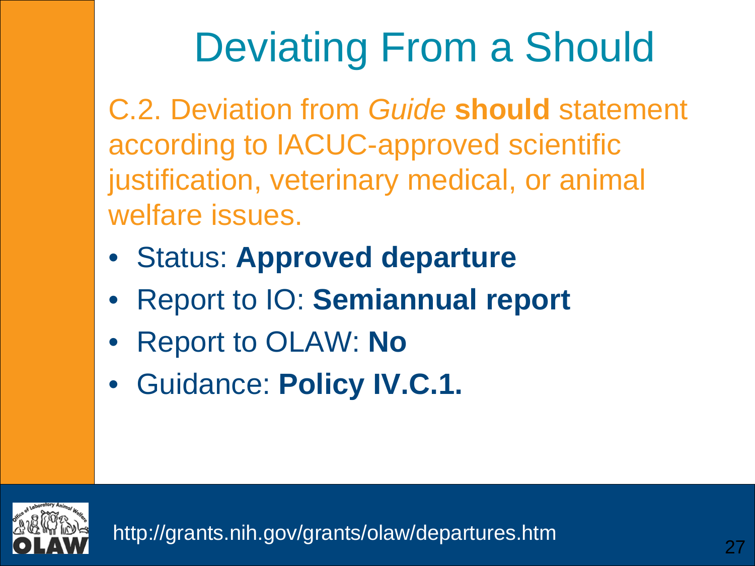# Deviating From a Should

C.2. Deviation from *Guide* **should** statement according to IACUC-approved scientific justification, veterinary medical, or animal welfare issues.

- Status: **Approved departure**
- Report to IO: **Semiannual report**
- Report to OLAW: **No**
- Guidance: **Policy IV.C.1.**

http://grants.nih.gov/grants/olaw/departures.htm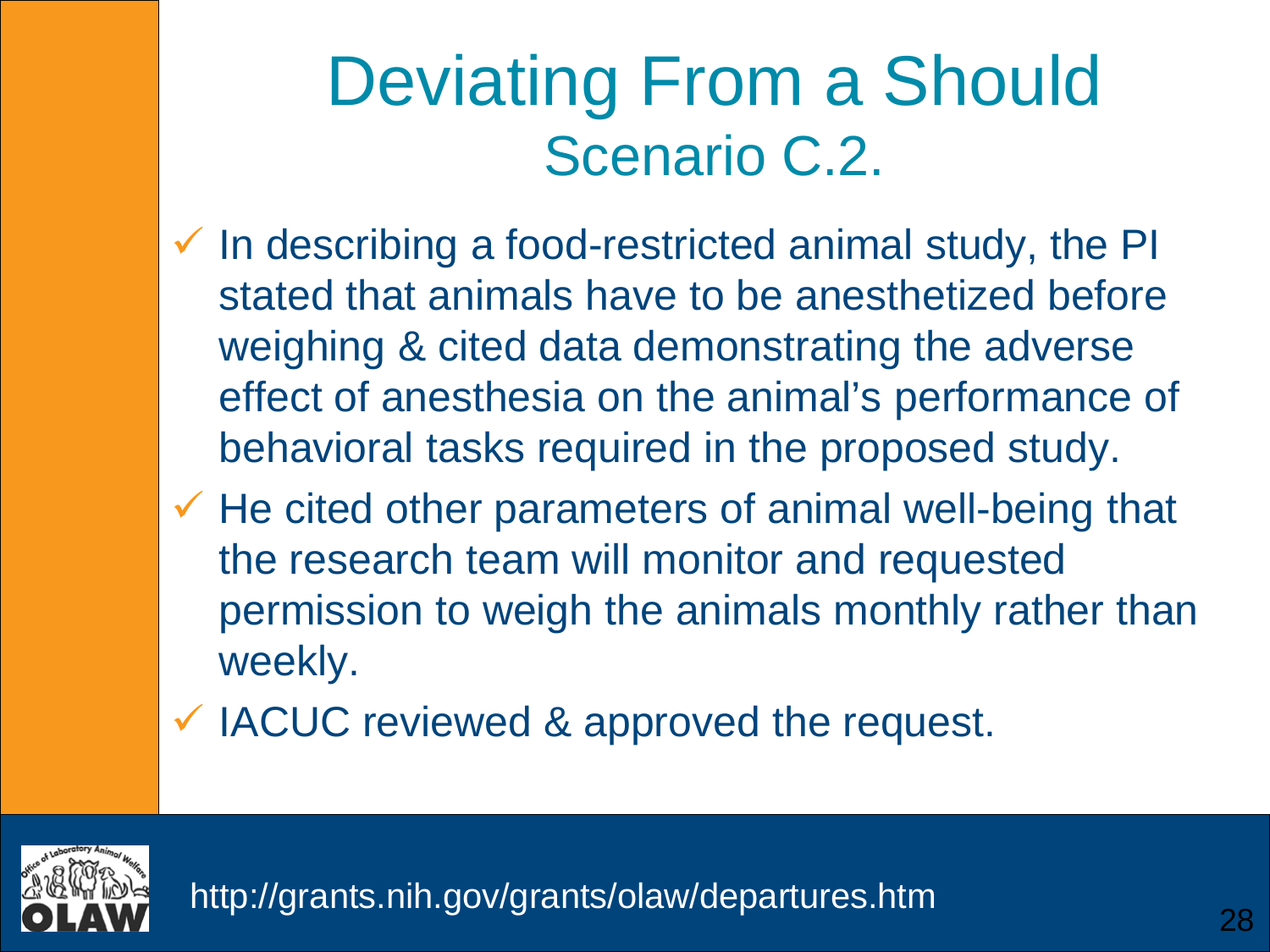# Deviating From a Should

## Scenario C.2.

- In describing a food-restricted animal study, the PI stated that animals have to be anesthetized before weighing & cited data demonstrating the adverse effect of anesthesia on the animal's performance of behavioral tasks required in the proposed study.
- He cited other parameters of animal well-being that the research team will monitor and requested permission to weigh the animals monthly rather than weekly.
- IACUC reviewed & approved the request.

http://grants.nih.gov/grants/olaw/departures.htm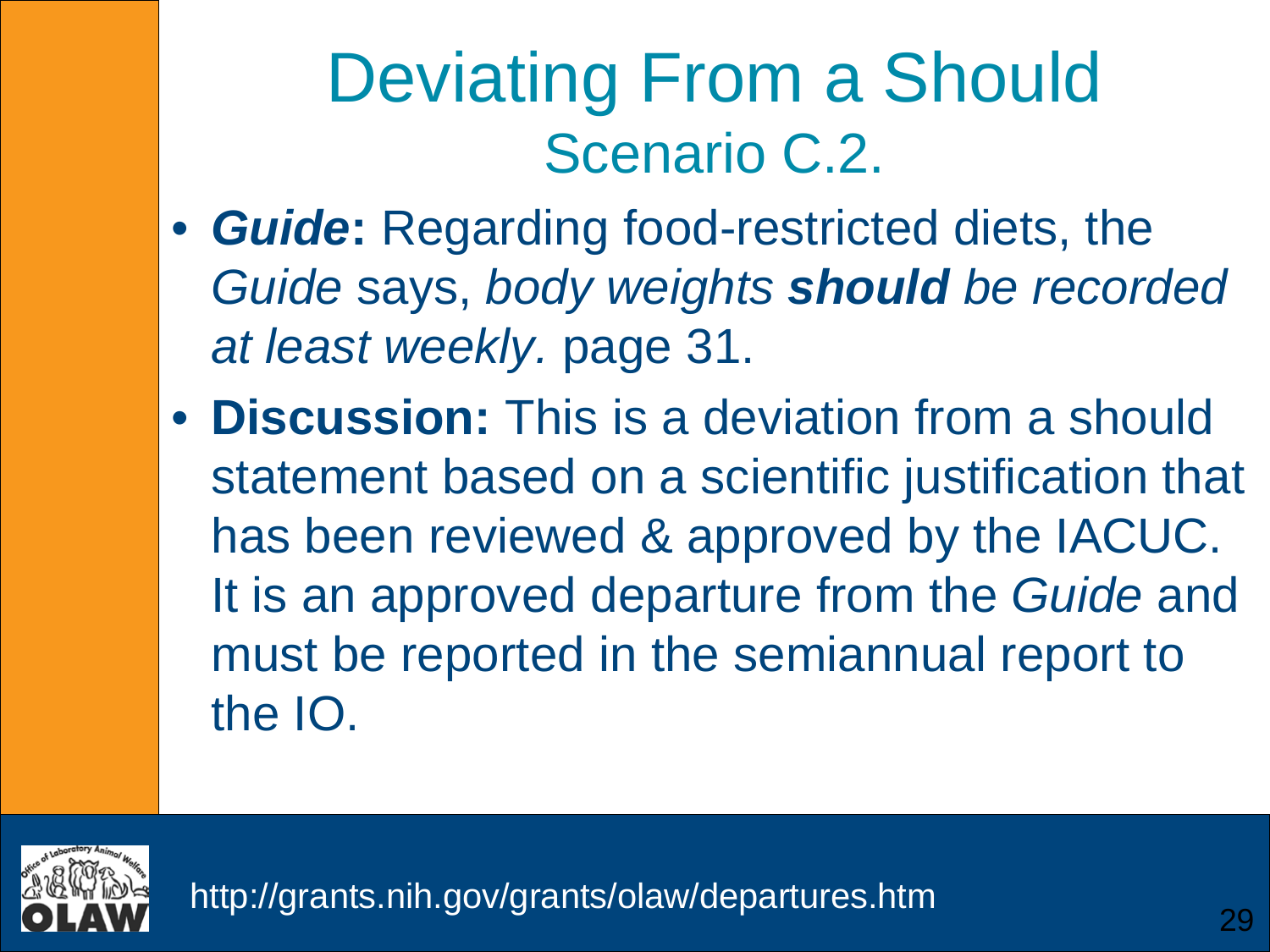# Deviating From a Should

## Scenario C.2.

- ***Guide*:** Regarding food-restricted diets, the *Guide* says, *body weights **should** be recorded at least weekly.* page 31.
- **Discussion:** This is a deviation from a should statement based on a scientific justification that has been reviewed & approved by the IACUC. It is an approved departure from the *Guide* and must be reported in the semiannual report to the IO.

http://grants.nih.gov/grants/olaw/departures.htm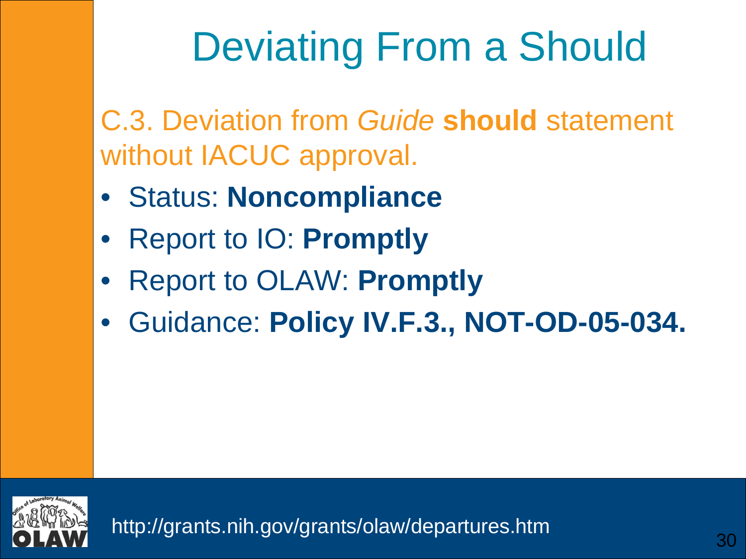# Deviating From a Should

C.3. Deviation from *Guide* **should** statement without IACUC approval.

- Status: **Noncompliance**
- Report to IO: **Promptly**
- Report to OLAW: **Promptly**
- Guidance: **Policy IV.F.3., NOT-OD-05-034.**

http://grants.nih.gov/grants/olaw/departures.htm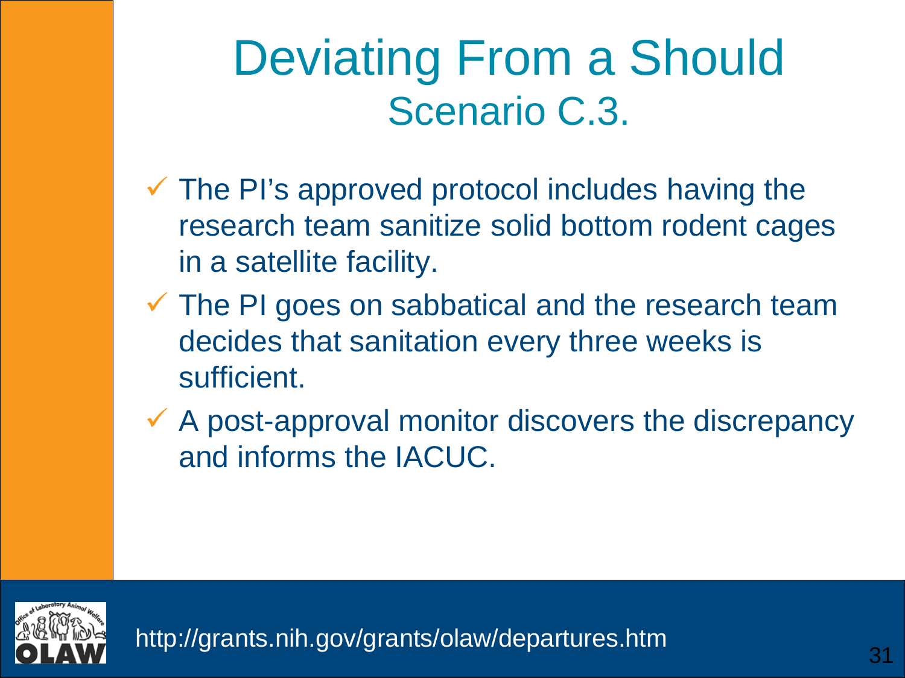# Deviating From a Should

## Scenario C.3.

- ✓ The PI's approved protocol includes having the research team sanitize solid bottom rodent cages in a satellite facility.
- ✓ The PI goes on sabbatical and the research team decides that sanitation every three weeks is sufficient.
- ✓ A post-approval monitor discovers the discrepancy and informs the IACUC.

http://grants.nih.gov/grants/olaw/departures.htm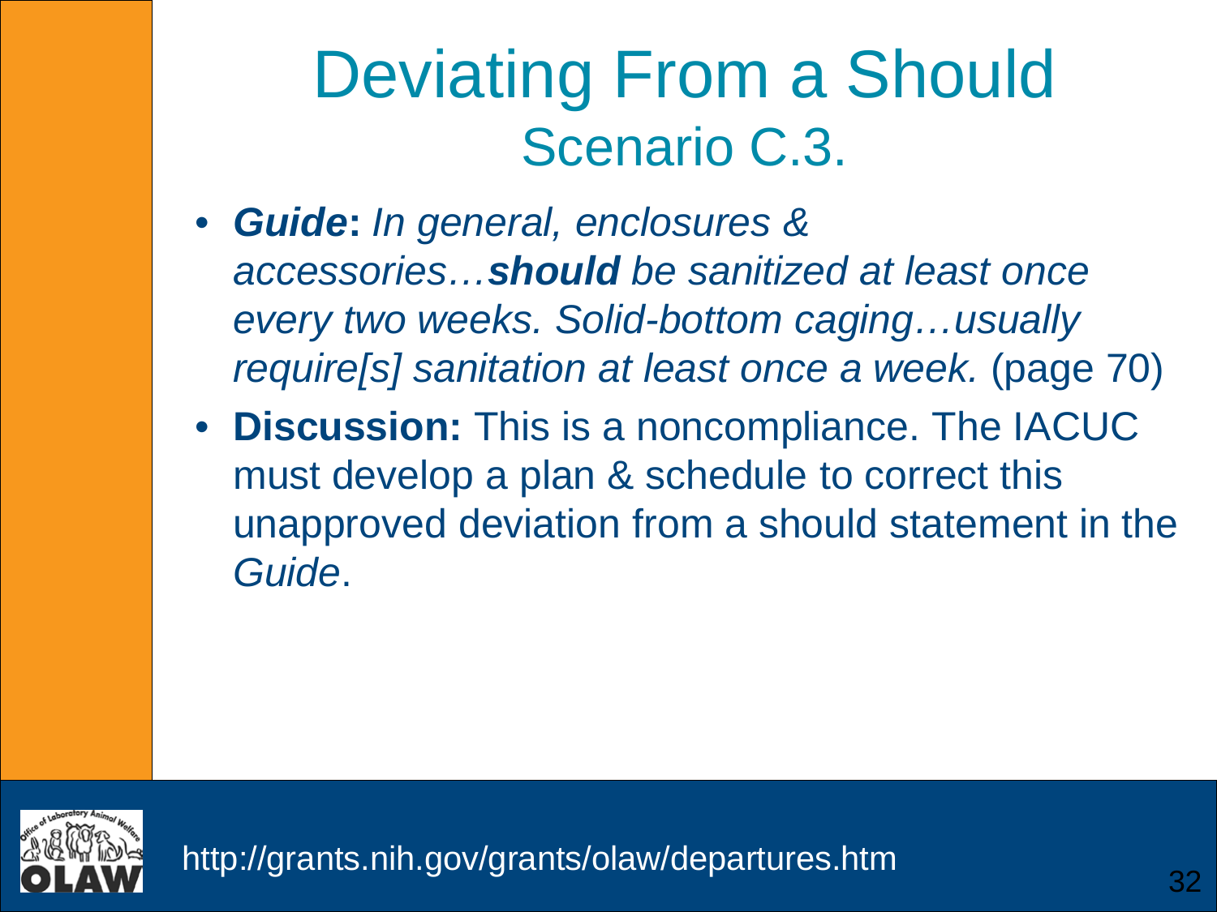# Deviating From a Should

## Scenario C.3.

- ***Guide*****:** *In general, enclosures & accessories…**should** be sanitized at least once every two weeks. Solid-bottom caging…usually require[s] sanitation at least once a week.* (page 70)
- **Discussion:** This is a noncompliance. The IACUC must develop a plan & schedule to correct this unapproved deviation from a should statement in the *Guide*.

http://grants.nih.gov/grants/olaw/departures.htm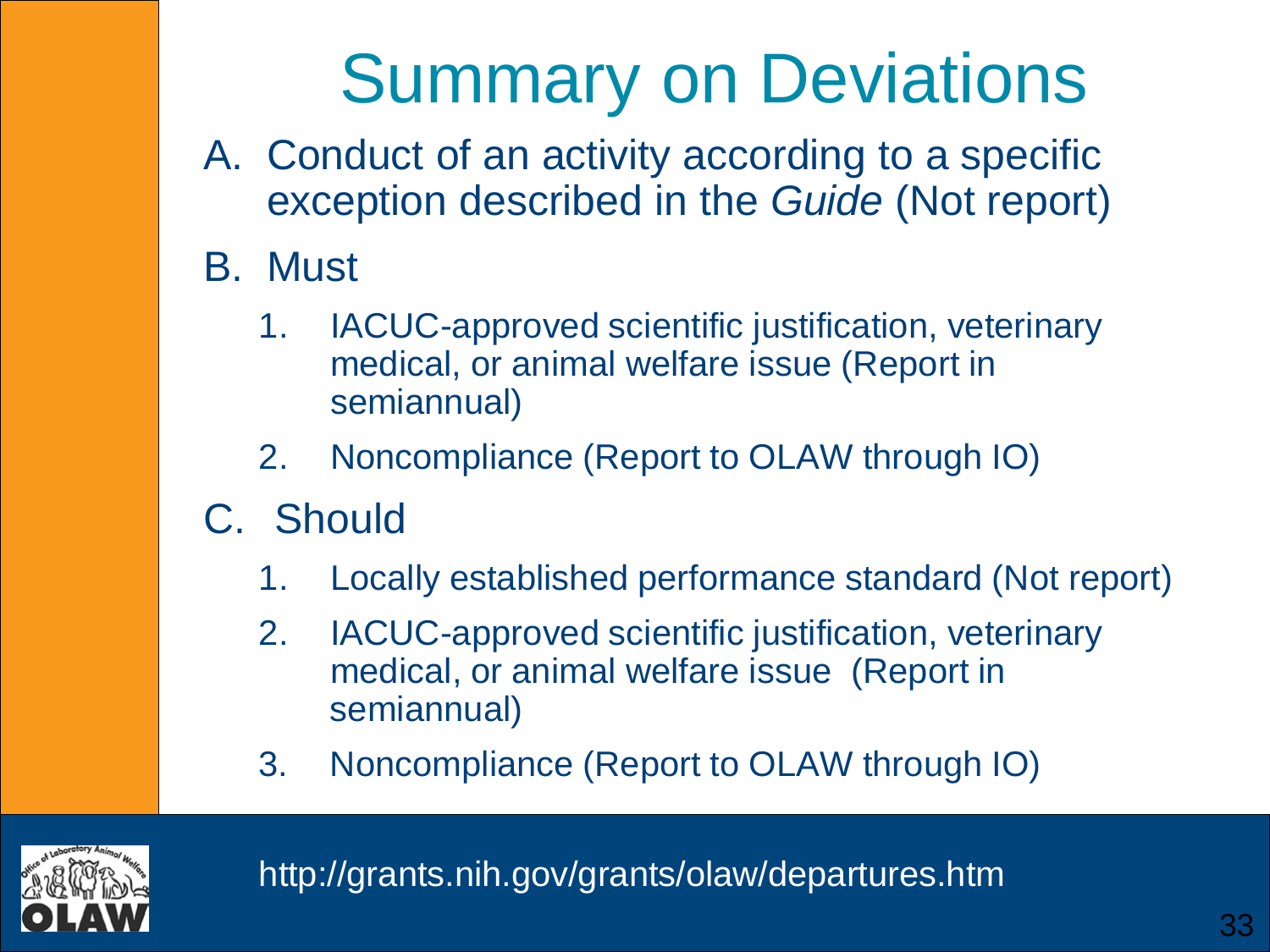# Summary on Deviations

A. Conduct of an activity according to a specific exception described in the *Guide* (Not report)

B. Must

   1. IACUC-approved scientific justification, veterinary medical, or animal welfare issue (Report in semiannual)
   2. Noncompliance (Report to OLAW through IO)

C. Should

   1. Locally established performance standard (Not report)
   2. IACUC-approved scientific justification, veterinary medical, or animal welfare issue (Report in semiannual)
   3. Noncompliance (Report to OLAW through IO)

http://grants.nih.gov/grants/olaw/departures.htm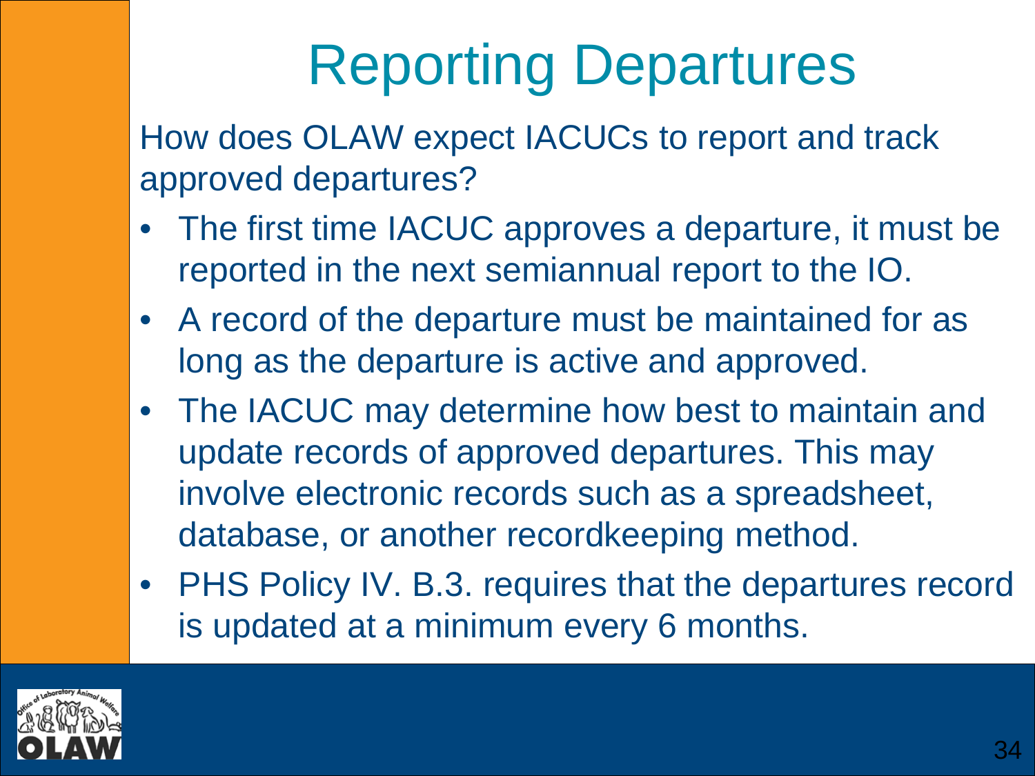# Reporting Departures

How does OLAW expect IACUCs to report and track approved departures?

- The first time IACUC approves a departure, it must be reported in the next semiannual report to the IO.
- A record of the departure must be maintained for as long as the departure is active and approved.
- The IACUC may determine how best to maintain and update records of approved departures. This may involve electronic records such as a spreadsheet, database, or another recordkeeping method.
- PHS Policy IV. B.3. requires that the departures record is updated at a minimum every 6 months.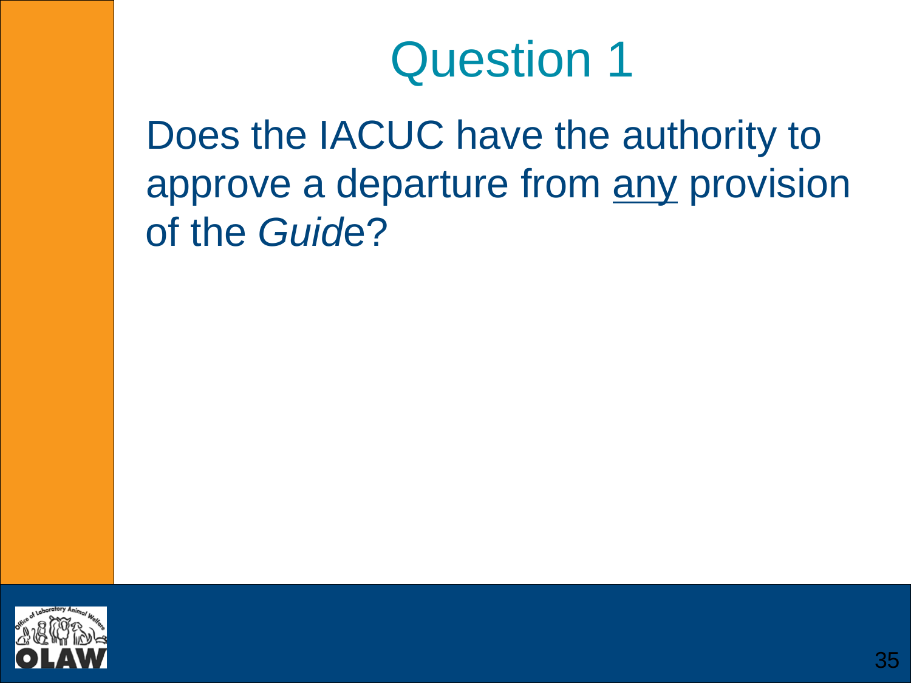# Question 1

Does the IACUC have the authority to approve a departure from <u>any</u> provision of the *Guide*?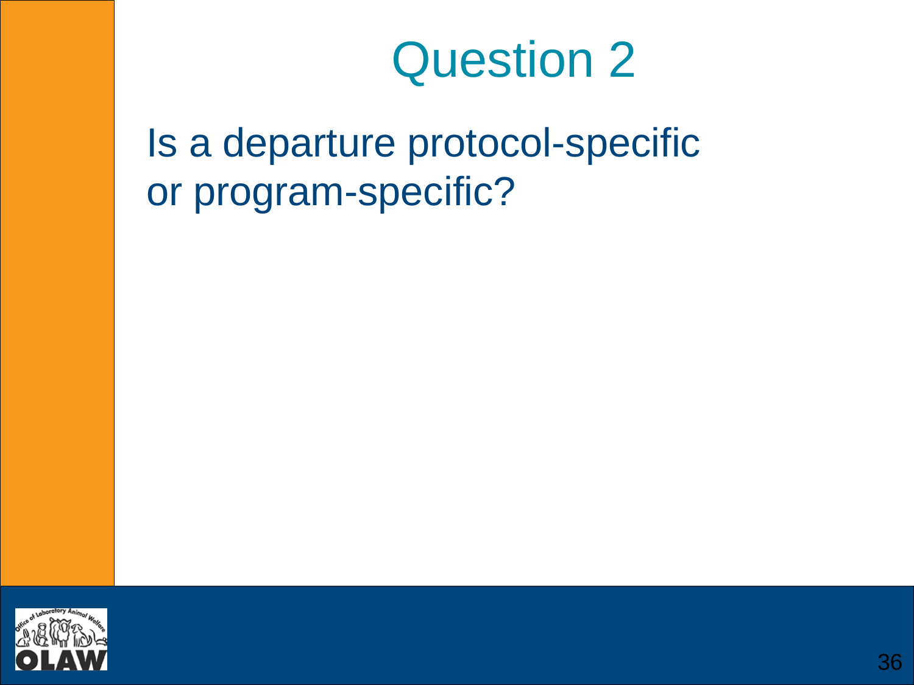# Question 2

Is a departure protocol-specific or program-specific?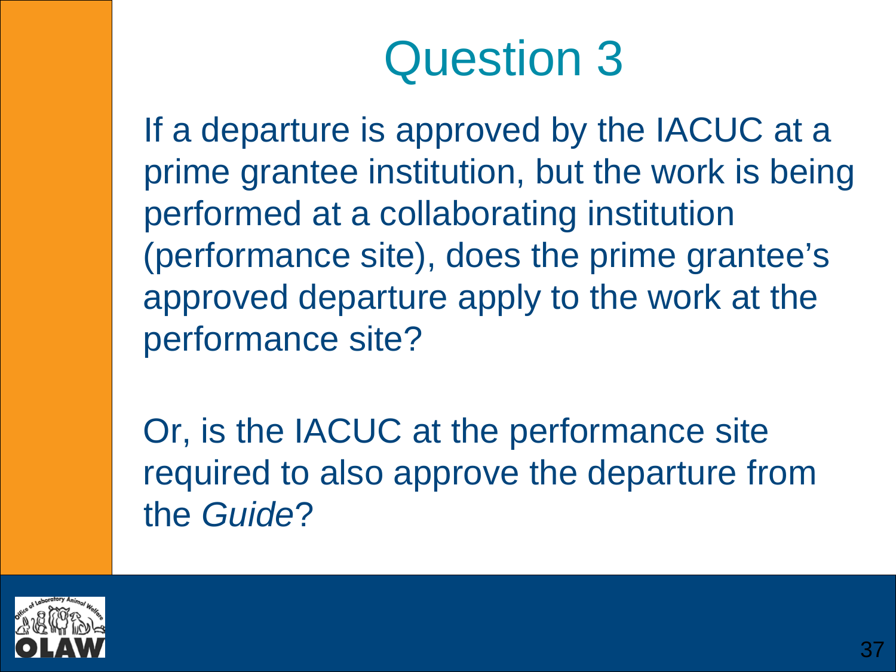# Question 3

If a departure is approved by the IACUC at a prime grantee institution, but the work is being performed at a collaborating institution (performance site), does the prime grantee's approved departure apply to the work at the performance site?

Or, is the IACUC at the performance site required to also approve the departure from the *Guide*?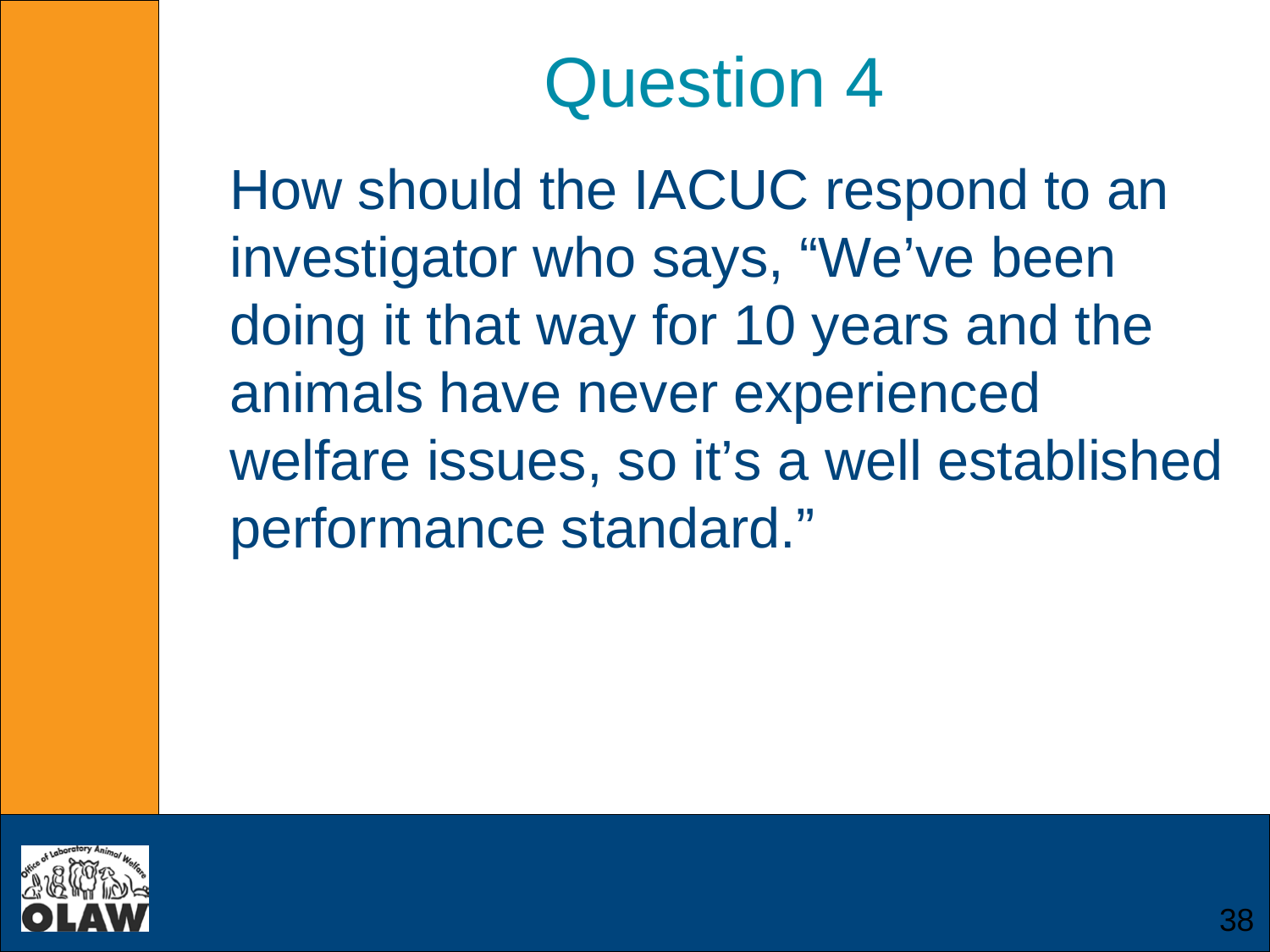# Question 4

How should the IACUC respond to an investigator who says, “We’ve been doing it that way for 10 years and the animals have never experienced welfare issues, so it’s a well established performance standard.”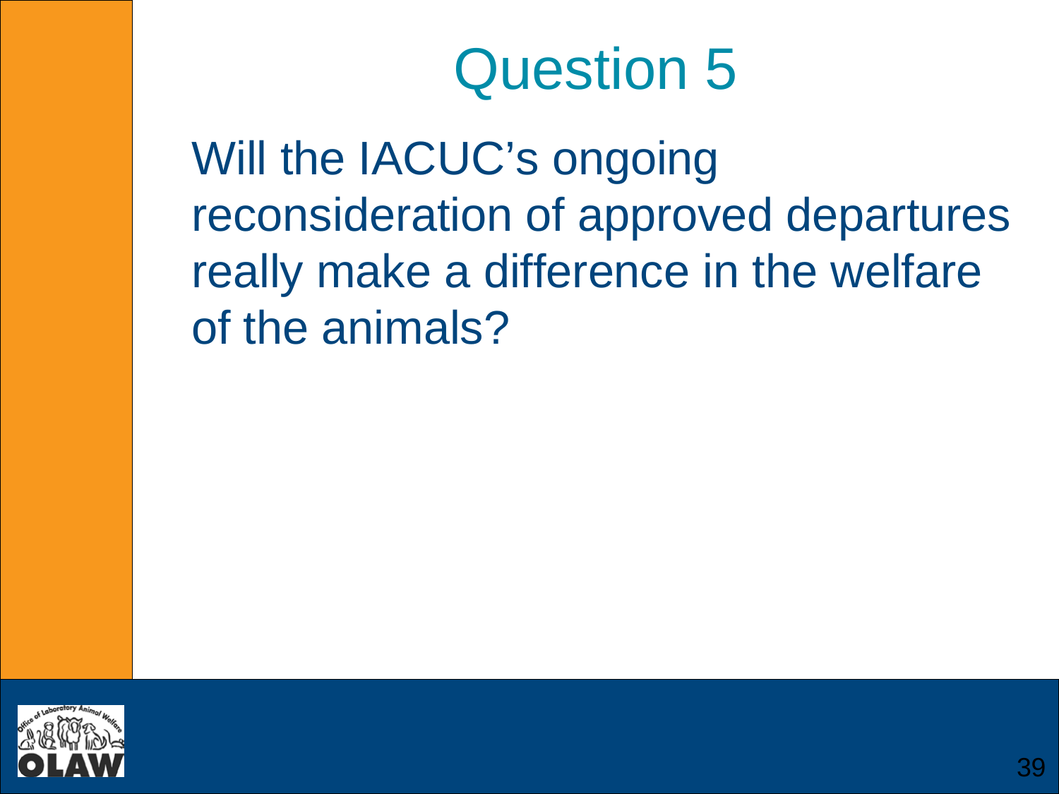# Question 5

Will the IACUC's ongoing reconsideration of approved departures really make a difference in the welfare of the animals?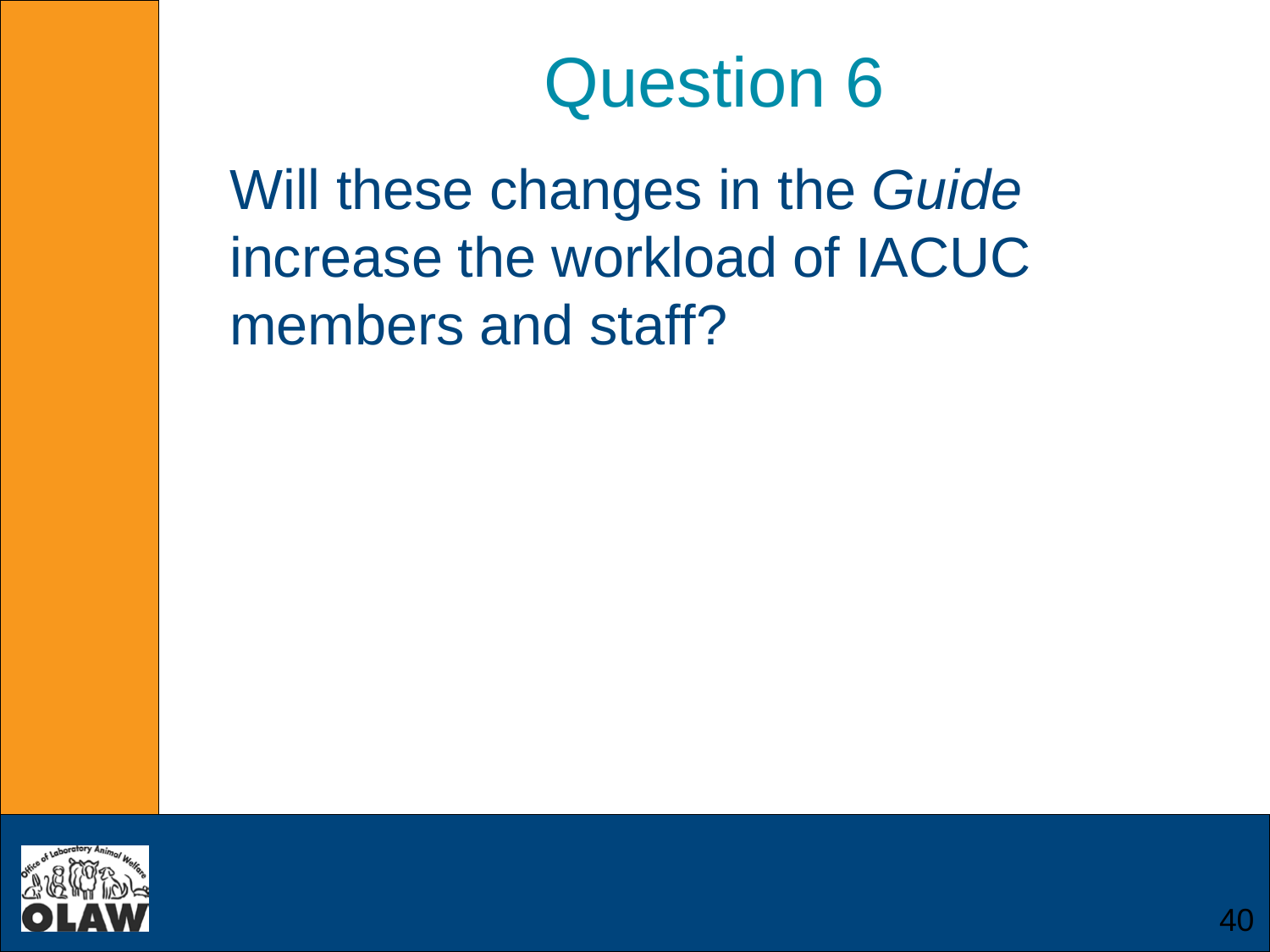# Question 6

Will these changes in the *Guide* increase the workload of IACUC members and staff?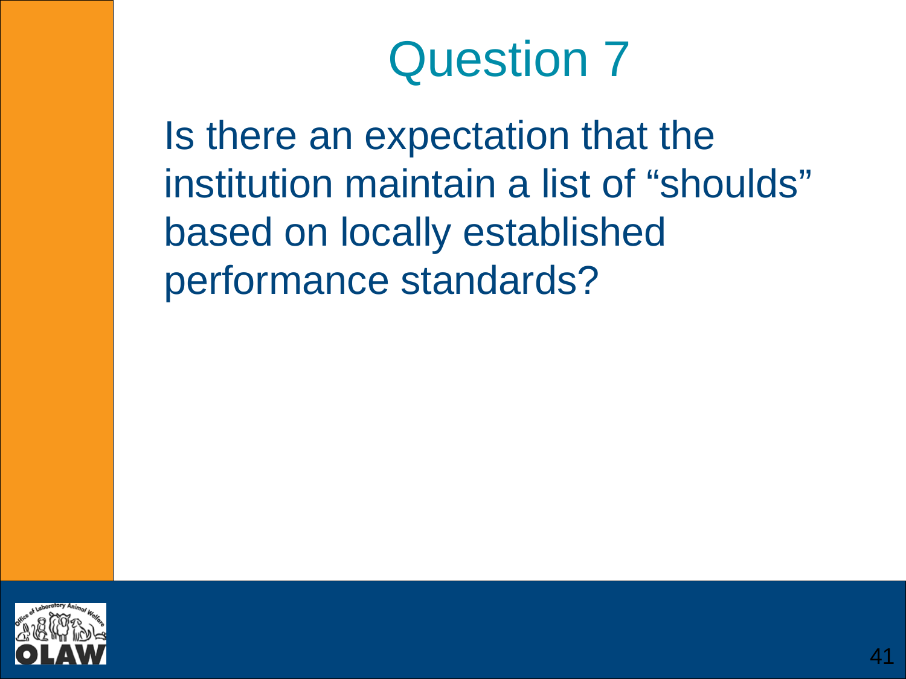# Question 7

Is there an expectation that the institution maintain a list of “shoulds” based on locally established performance standards?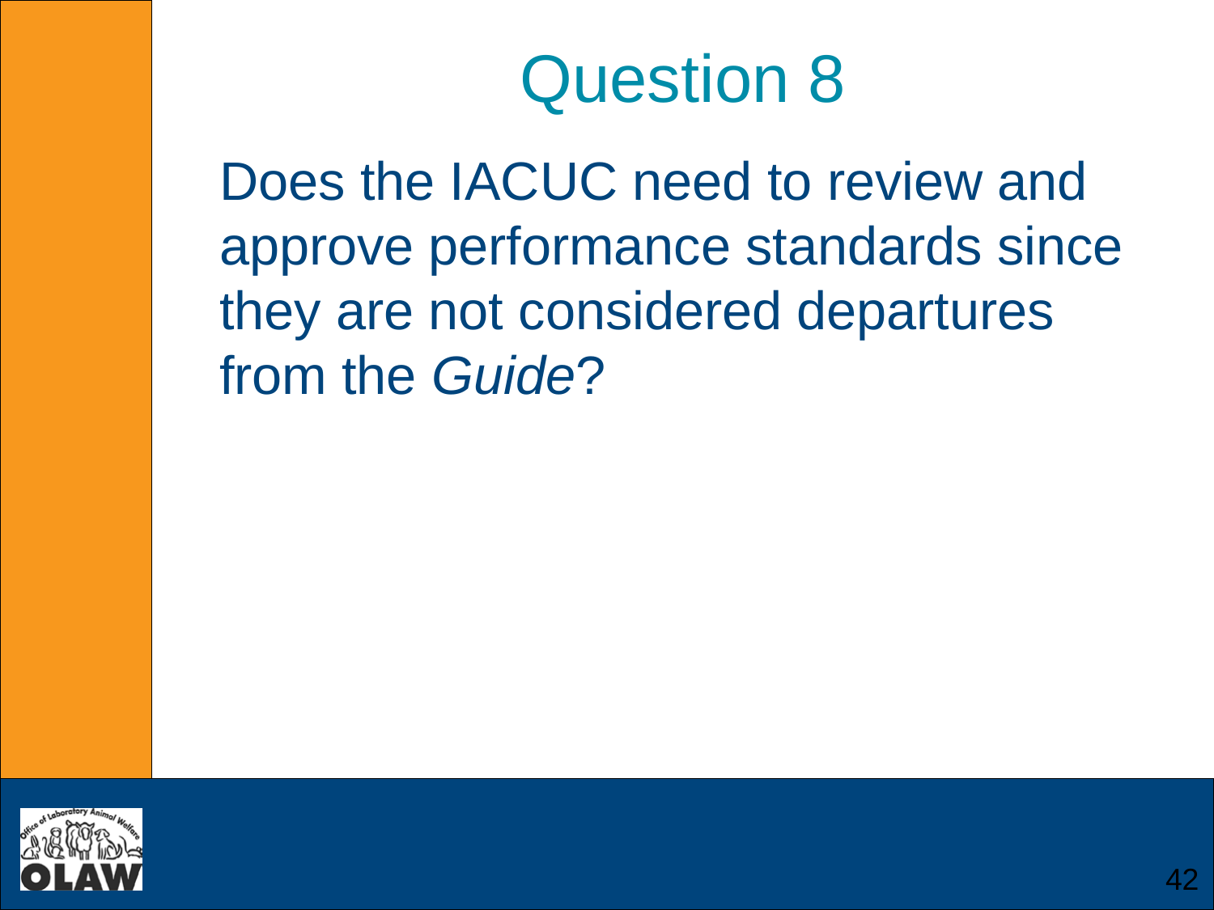# Question 8

Does the IACUC need to review and approve performance standards since they are not considered departures from the *Guide*?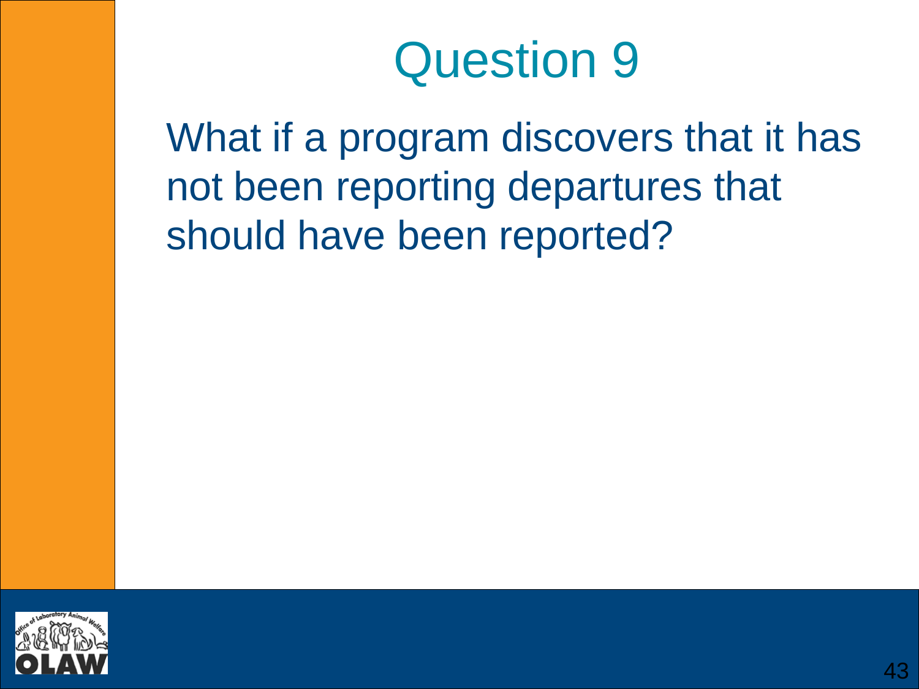# Question 9

What if a program discovers that it has not been reporting departures that should have been reported?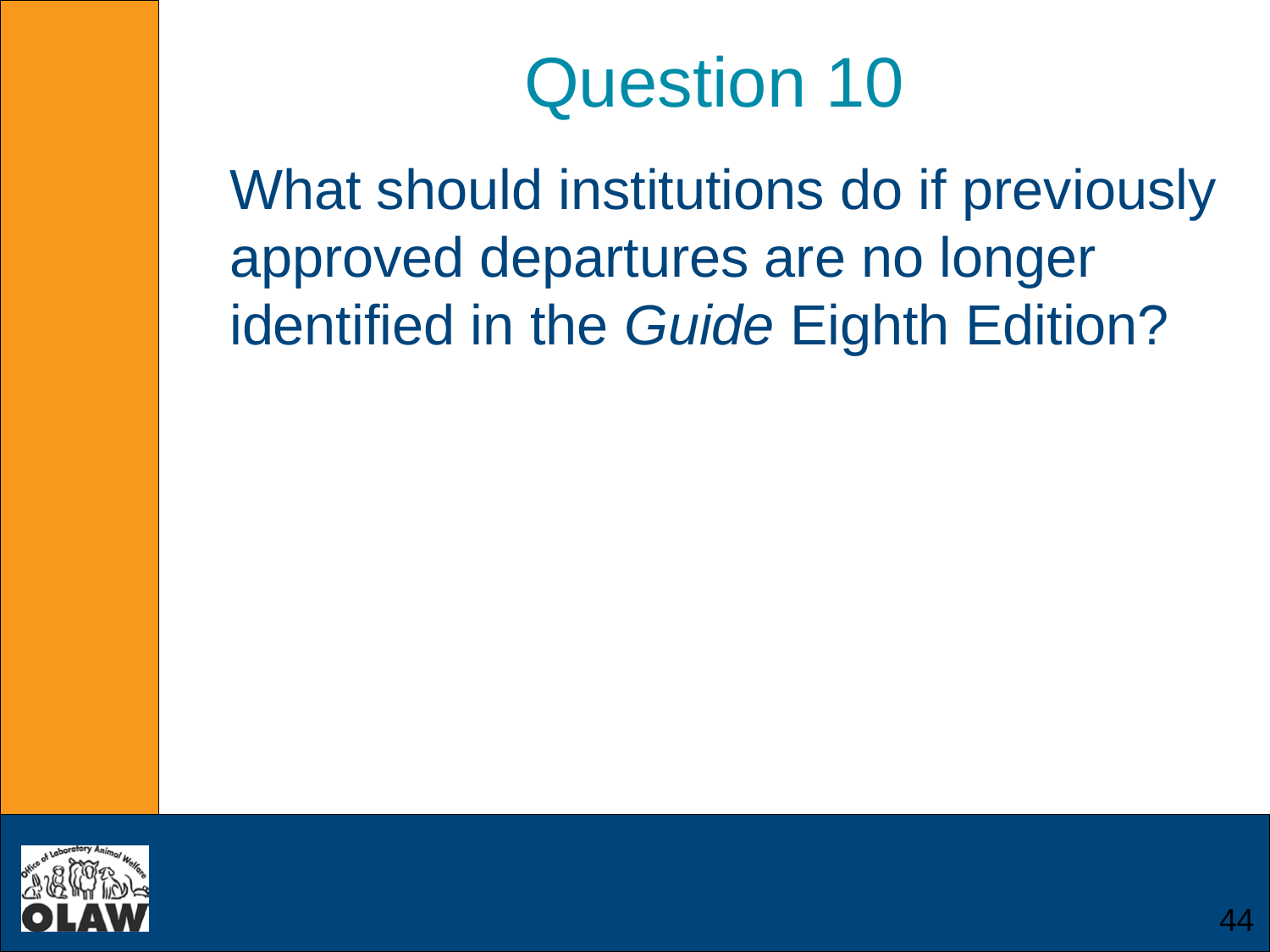# Question 10

What should institutions do if previously approved departures are no longer identified in the *Guide* Eighth Edition?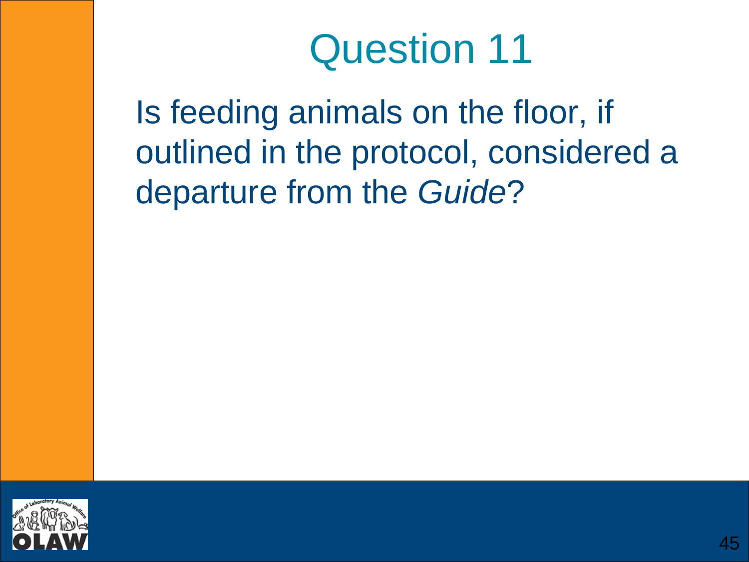# Question 11

Is feeding animals on the floor, if outlined in the protocol, considered a departure from the *Guide*?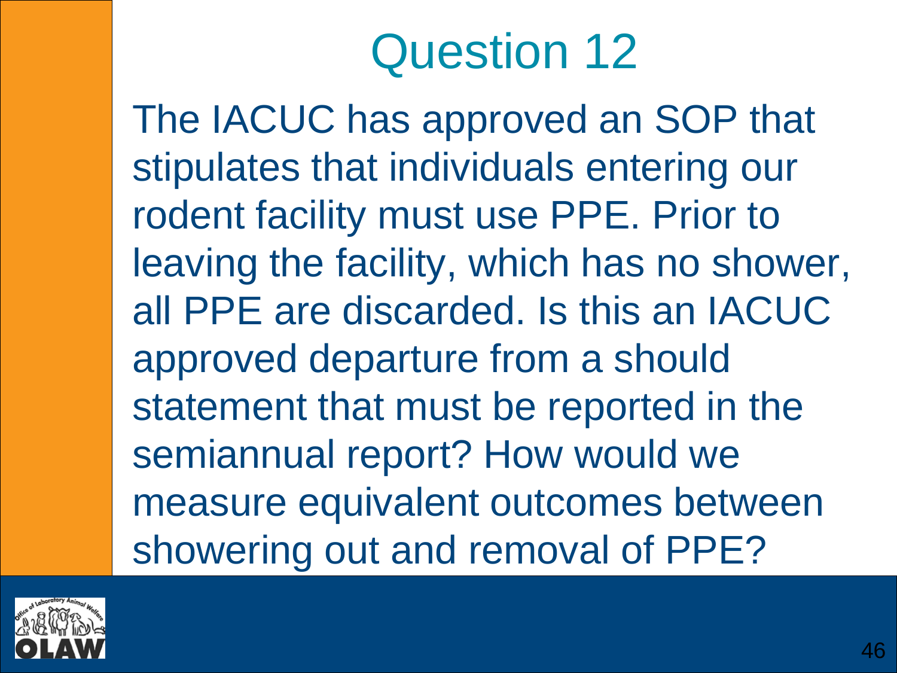# Question 12

The IACUC has approved an SOP that stipulates that individuals entering our rodent facility must use PPE. Prior to leaving the facility, which has no shower, all PPE are discarded. Is this an IACUC approved departure from a should statement that must be reported in the semiannual report? How would we measure equivalent outcomes between showering out and removal of PPE?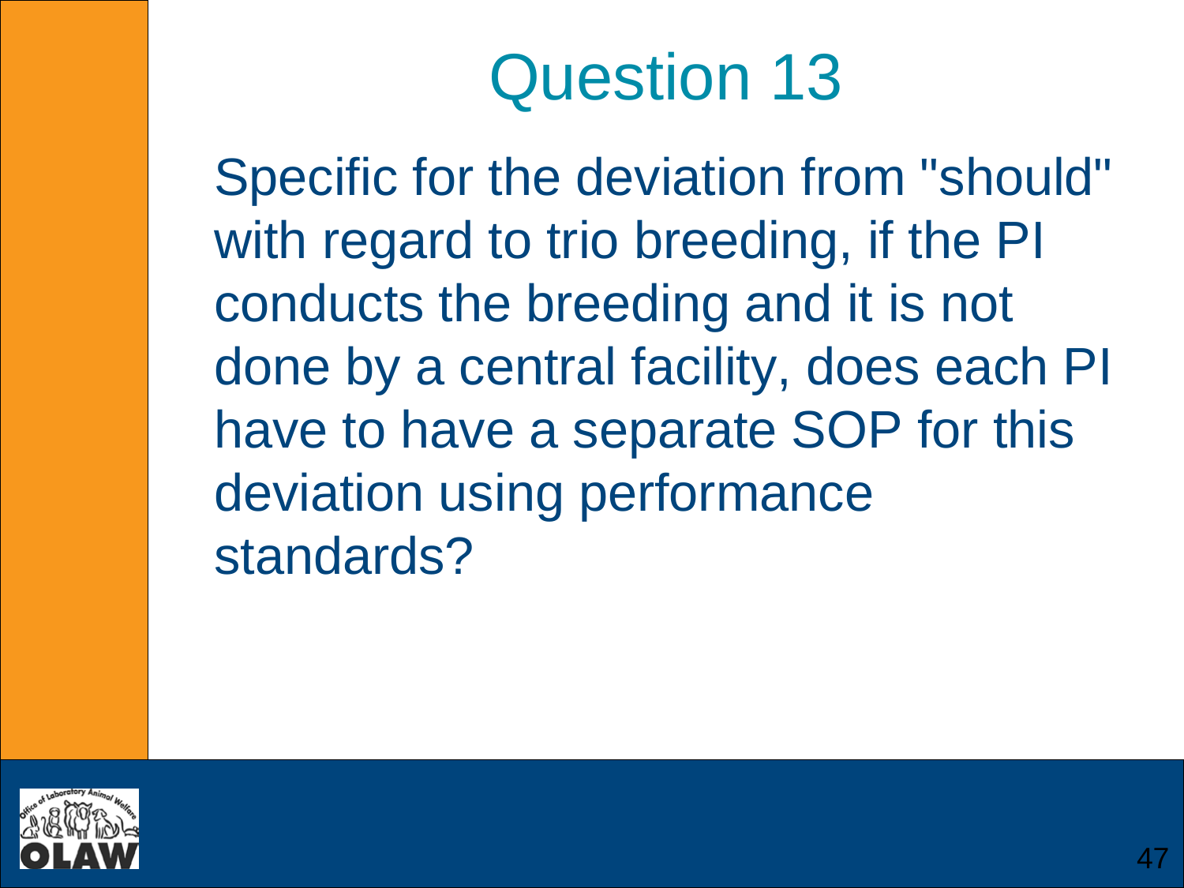# Question 13

Specific for the deviation from "should" with regard to trio breeding, if the PI conducts the breeding and it is not done by a central facility, does each PI have to have a separate SOP for this deviation using performance standards?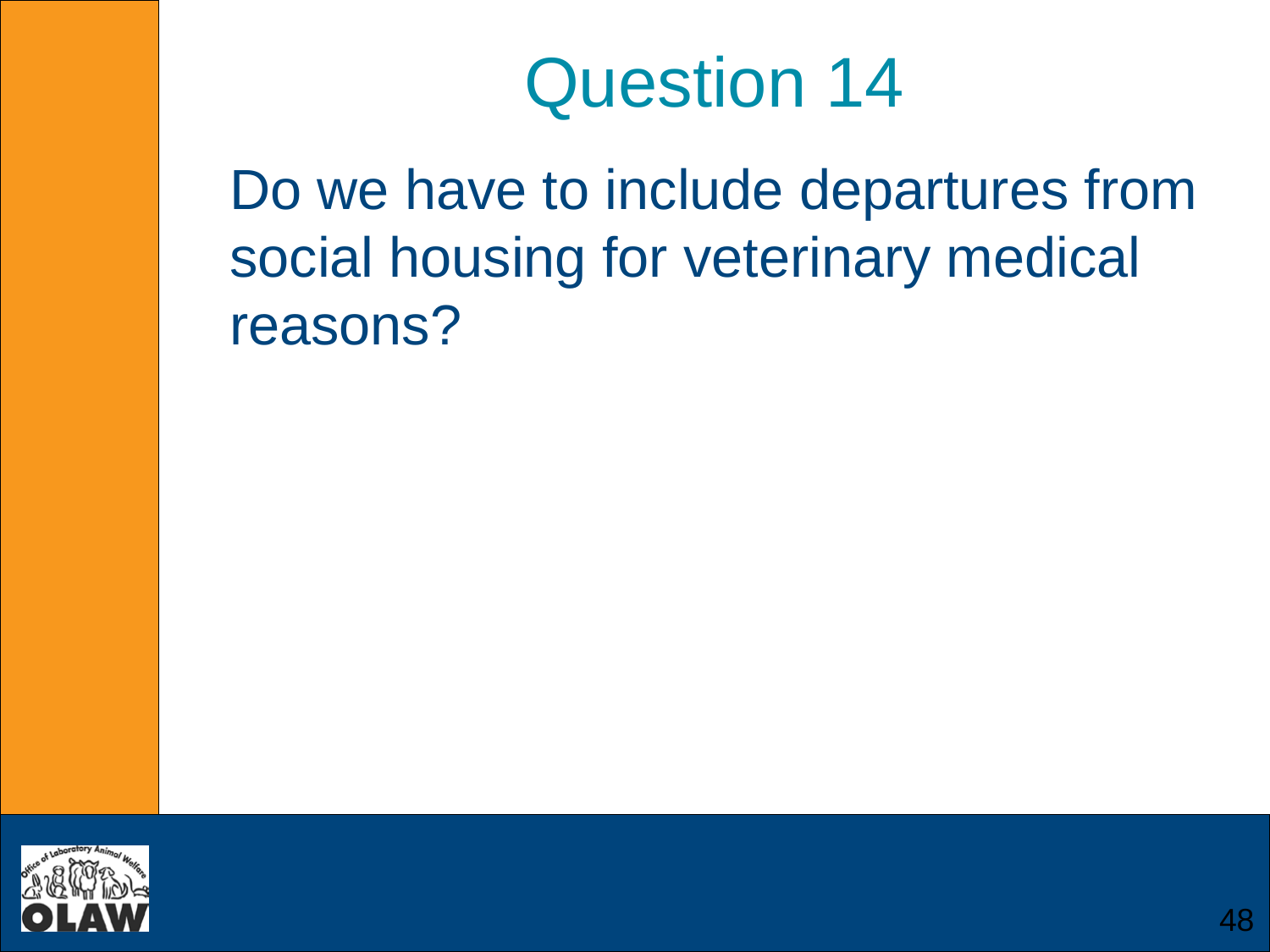# Question 14

Do we have to include departures from social housing for veterinary medical reasons?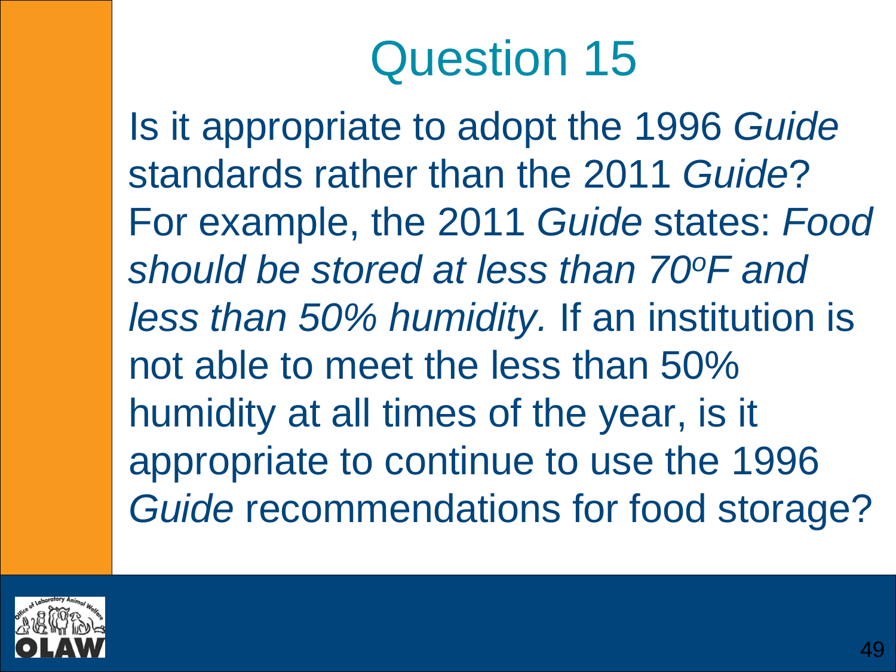# Question 15

Is it appropriate to adopt the 1996 *Guide* standards rather than the 2011 *Guide*? For example, the 2011 *Guide* states: *Food should be stored at less than 70$^{o}$F and less than 50% humidity.* If an institution is not able to meet the less than 50% humidity at all times of the year, is it appropriate to continue to use the 1996 *Guide* recommendations for food storage?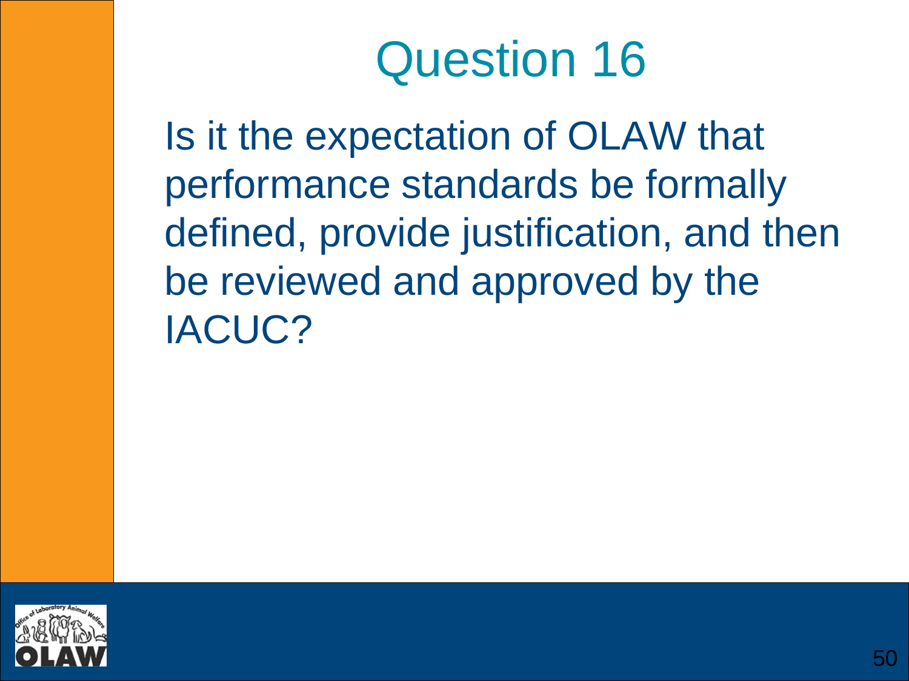# Question 16

Is it the expectation of OLAW that performance standards be formally defined, provide justification, and then be reviewed and approved by the IACUC?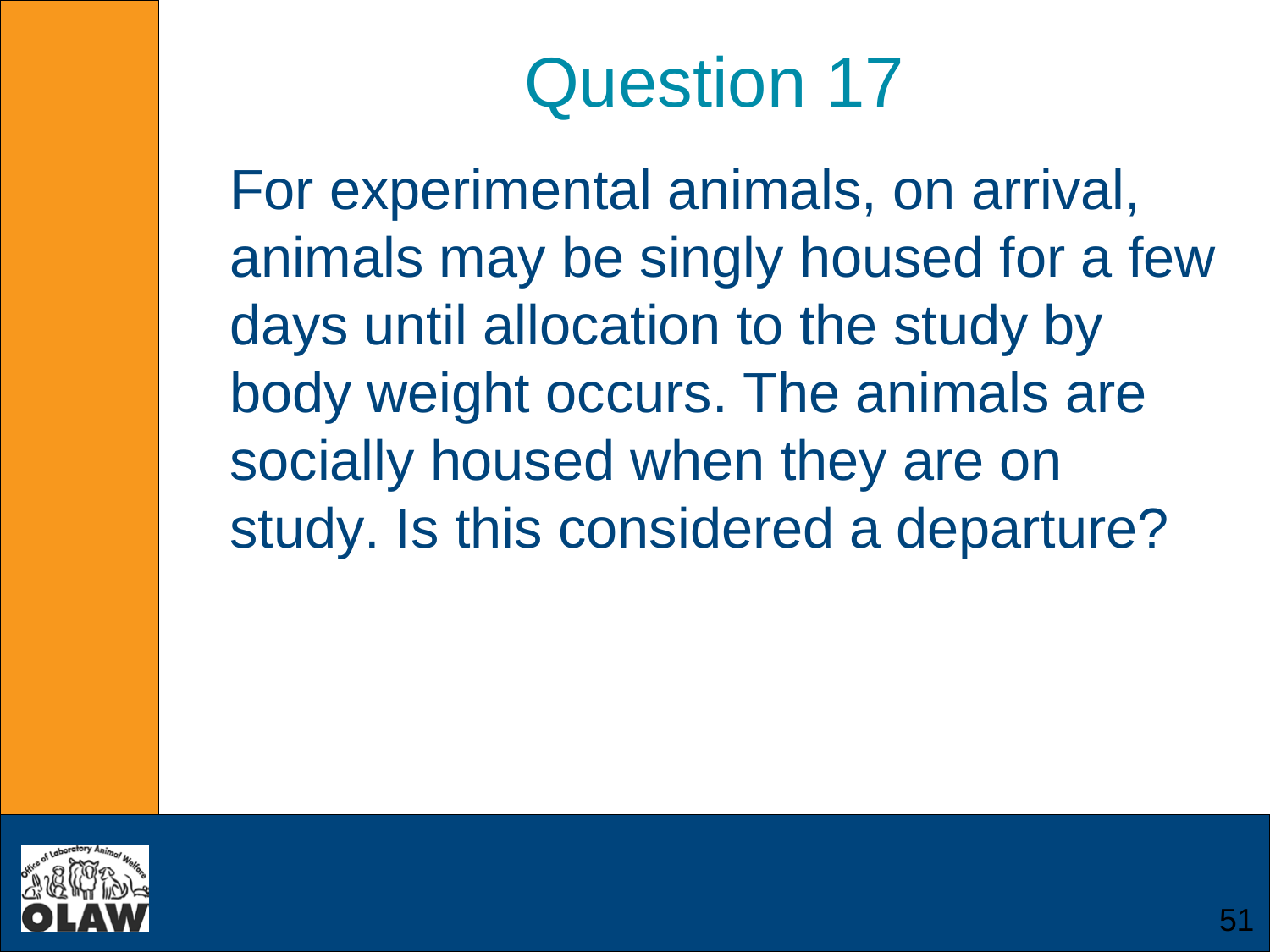# Question 17

For experimental animals, on arrival, animals may be singly housed for a few days until allocation to the study by body weight occurs. The animals are socially housed when they are on study. Is this considered a departure?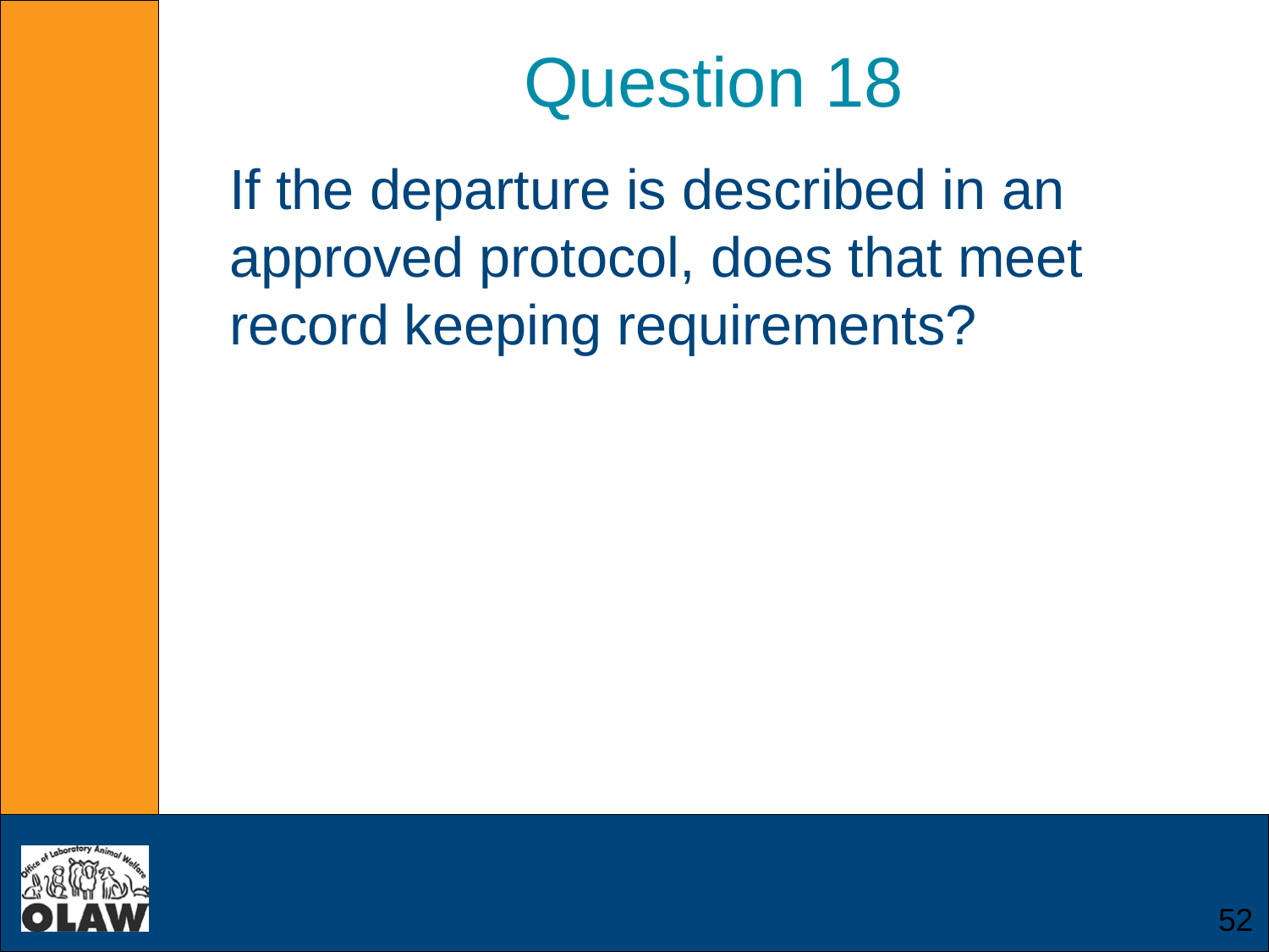# Question 18

If the departure is described in an approved protocol, does that meet record keeping requirements?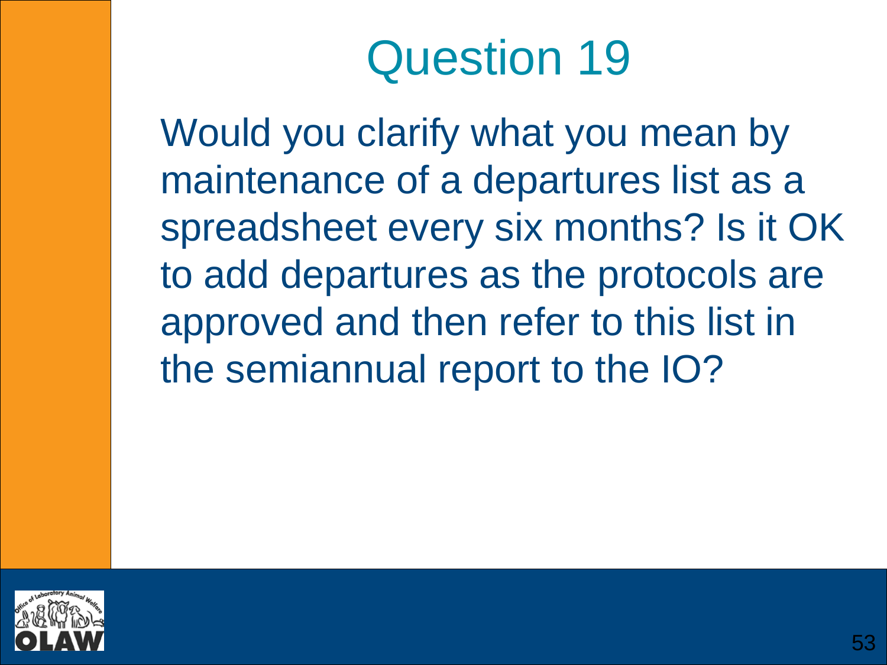# Question 19

Would you clarify what you mean by maintenance of a departures list as a spreadsheet every six months? Is it OK to add departures as the protocols are approved and then refer to this list in the semiannual report to the IO?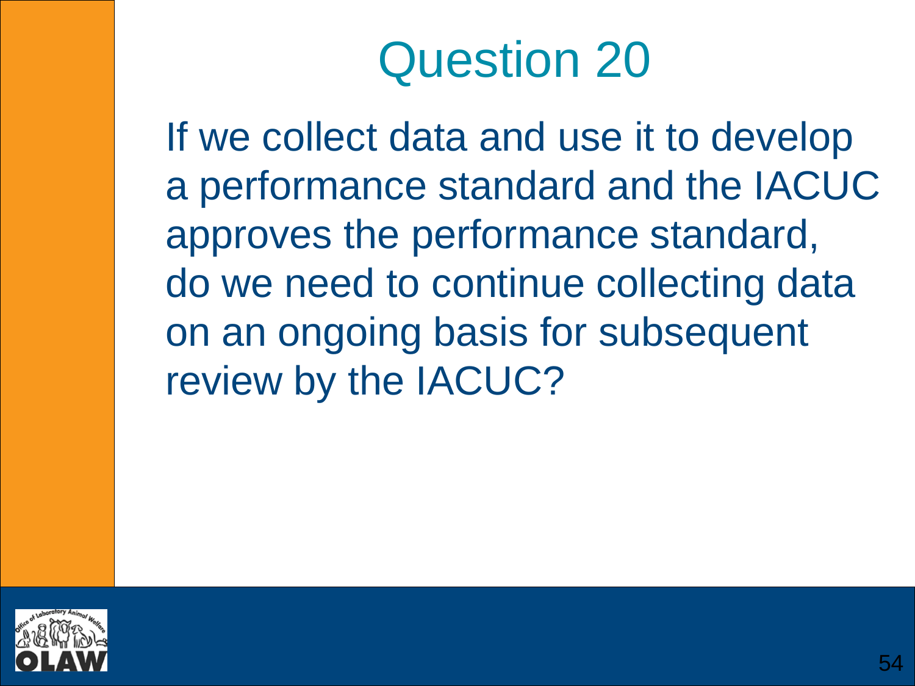# Question 20

If we collect data and use it to develop a performance standard and the IACUC approves the performance standard, do we need to continue collecting data on an ongoing basis for subsequent review by the IACUC?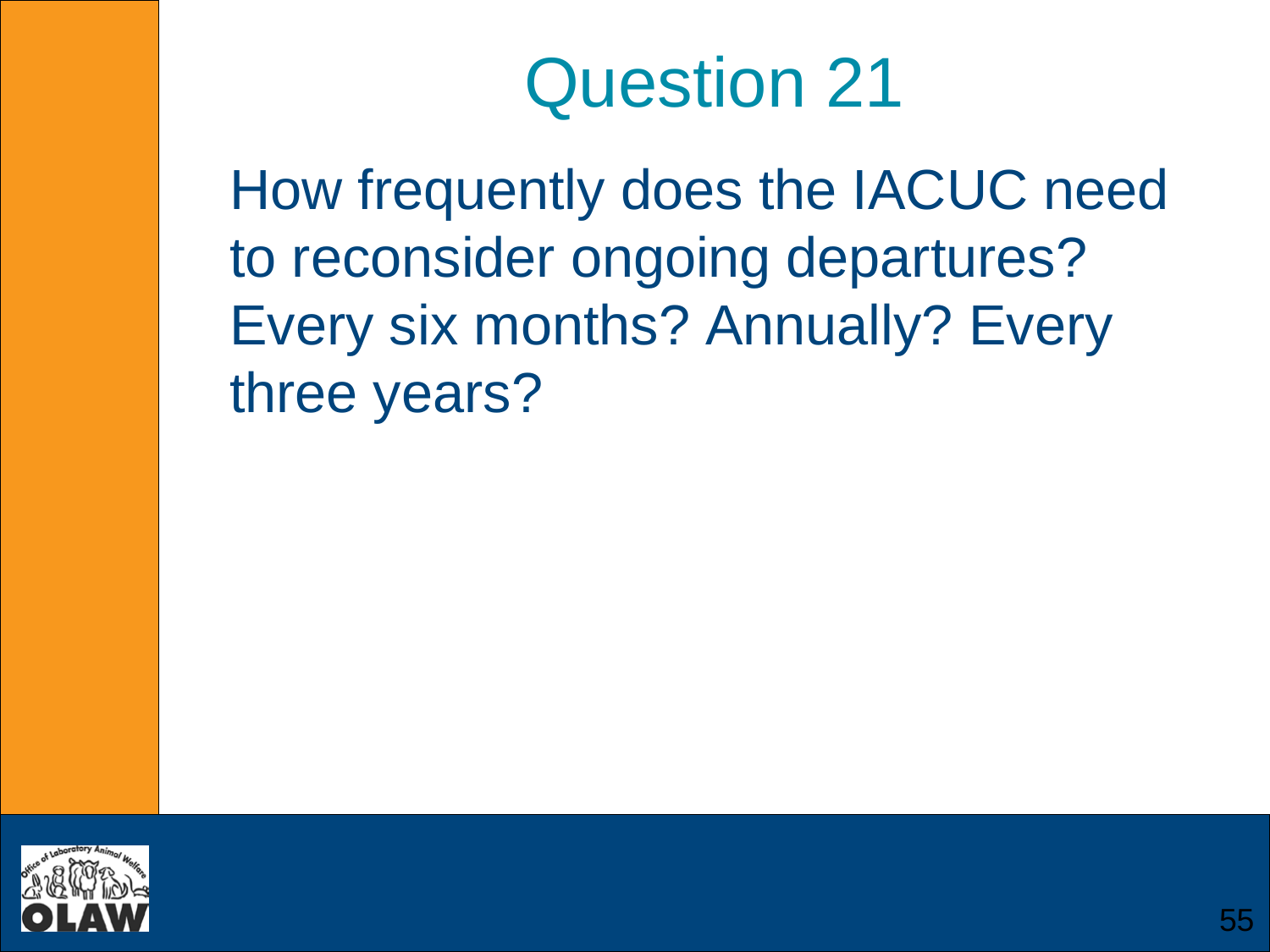# Question 21

How frequently does the IACUC need to reconsider ongoing departures? Every six months? Annually? Every three years?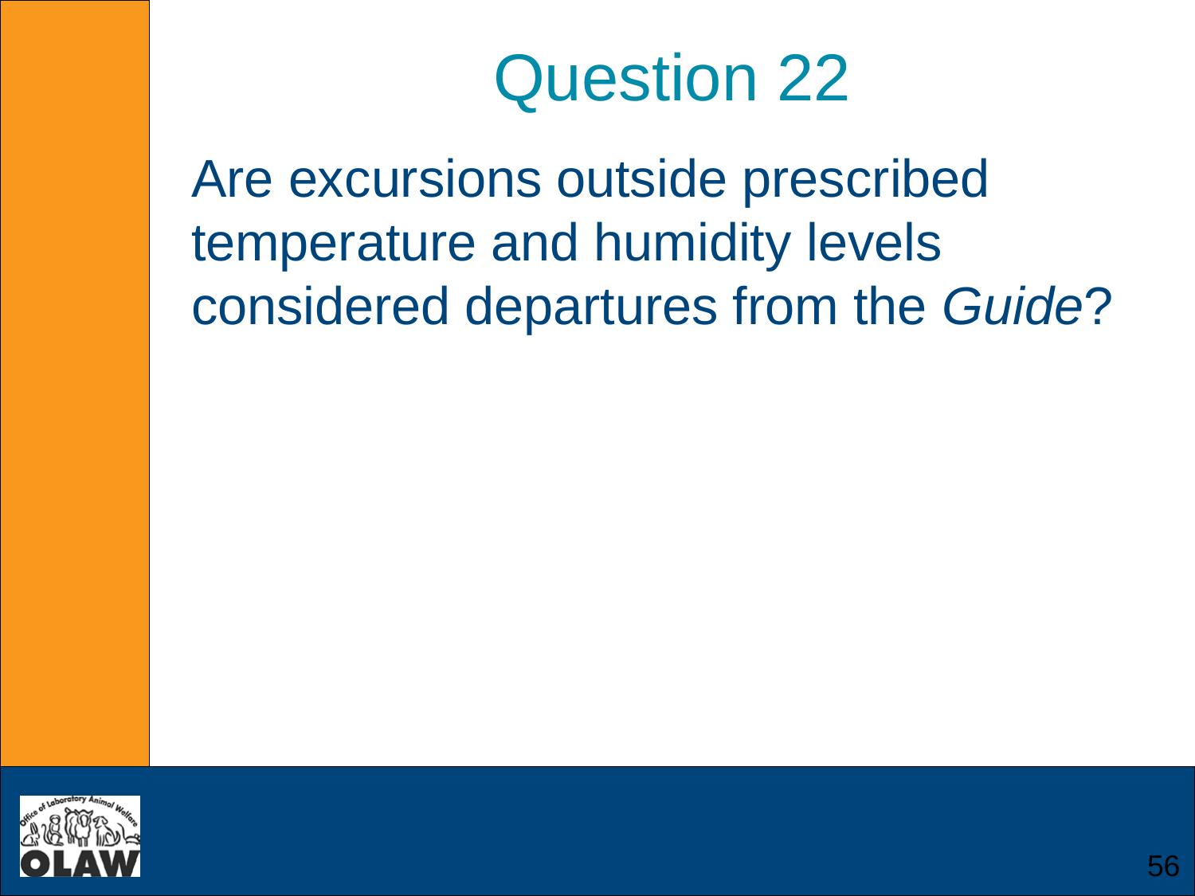# Question 22

Are excursions outside prescribed temperature and humidity levels considered departures from the *Guide*?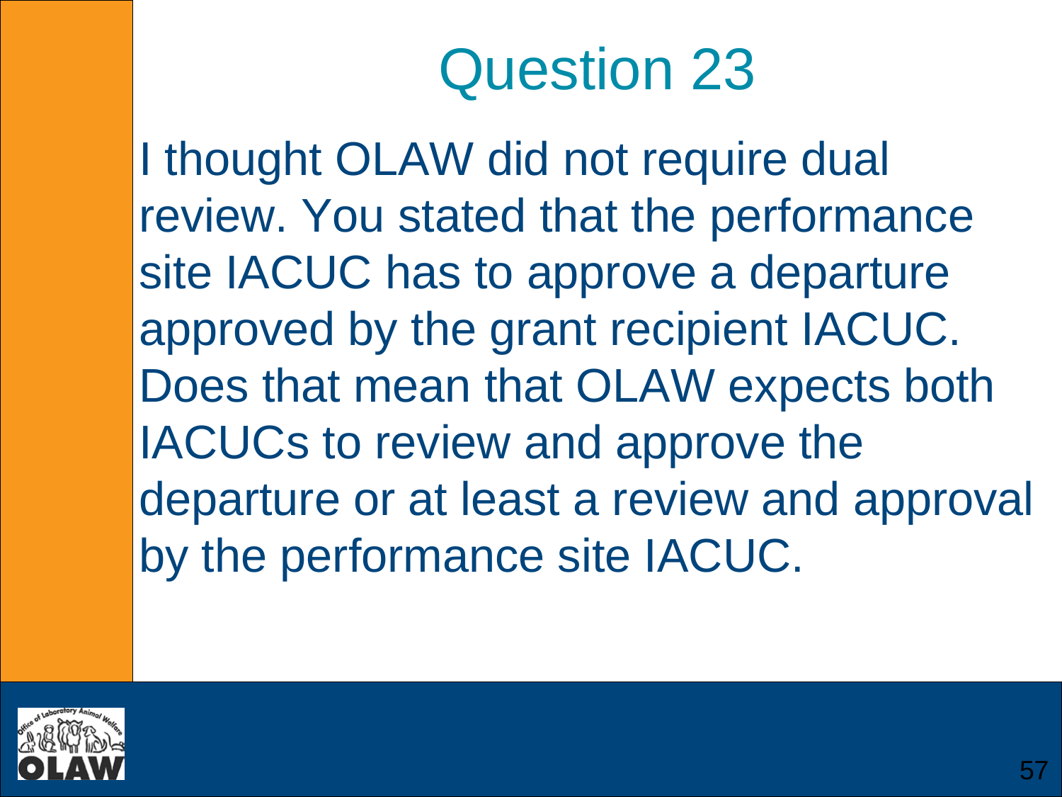# Question 23

I thought OLAW did not require dual review. You stated that the performance site IACUC has to approve a departure approved by the grant recipient IACUC. Does that mean that OLAW expects both IACUCs to review and approve the departure or at least a review and approval by the performance site IACUC.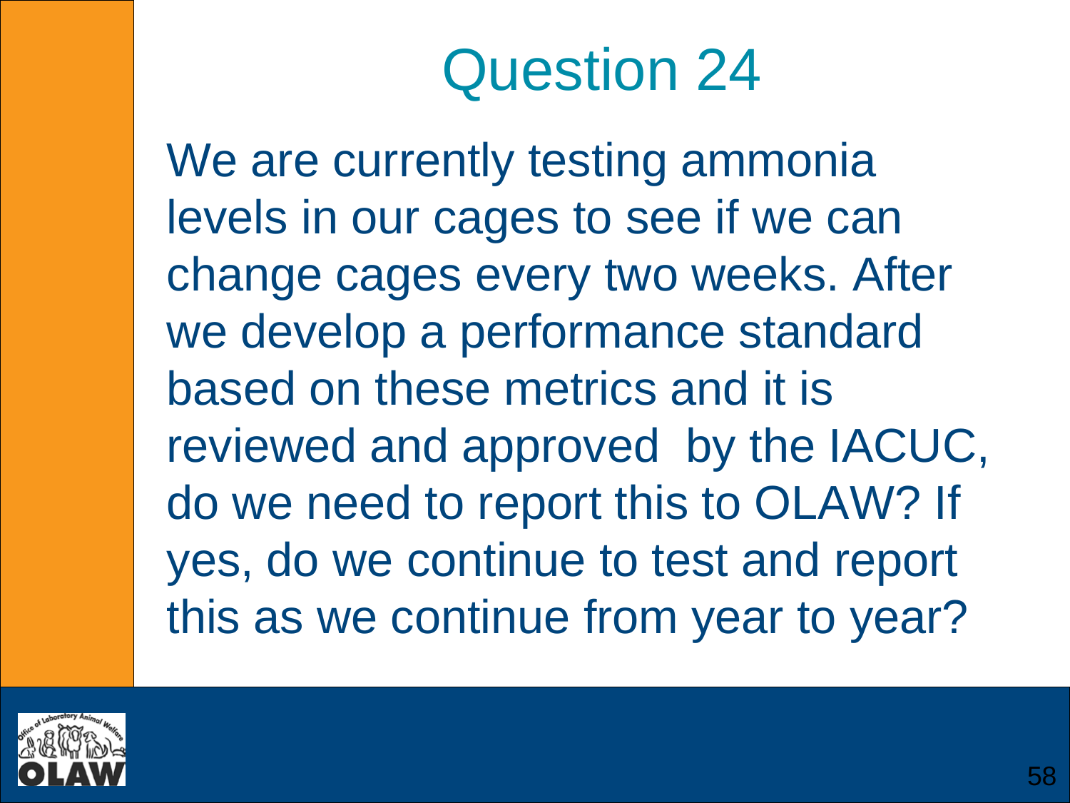# Question 24

We are currently testing ammonia levels in our cages to see if we can change cages every two weeks. After we develop a performance standard based on these metrics and it is reviewed and approved by the IACUC, do we need to report this to OLAW? If yes, do we continue to test and report this as we continue from year to year?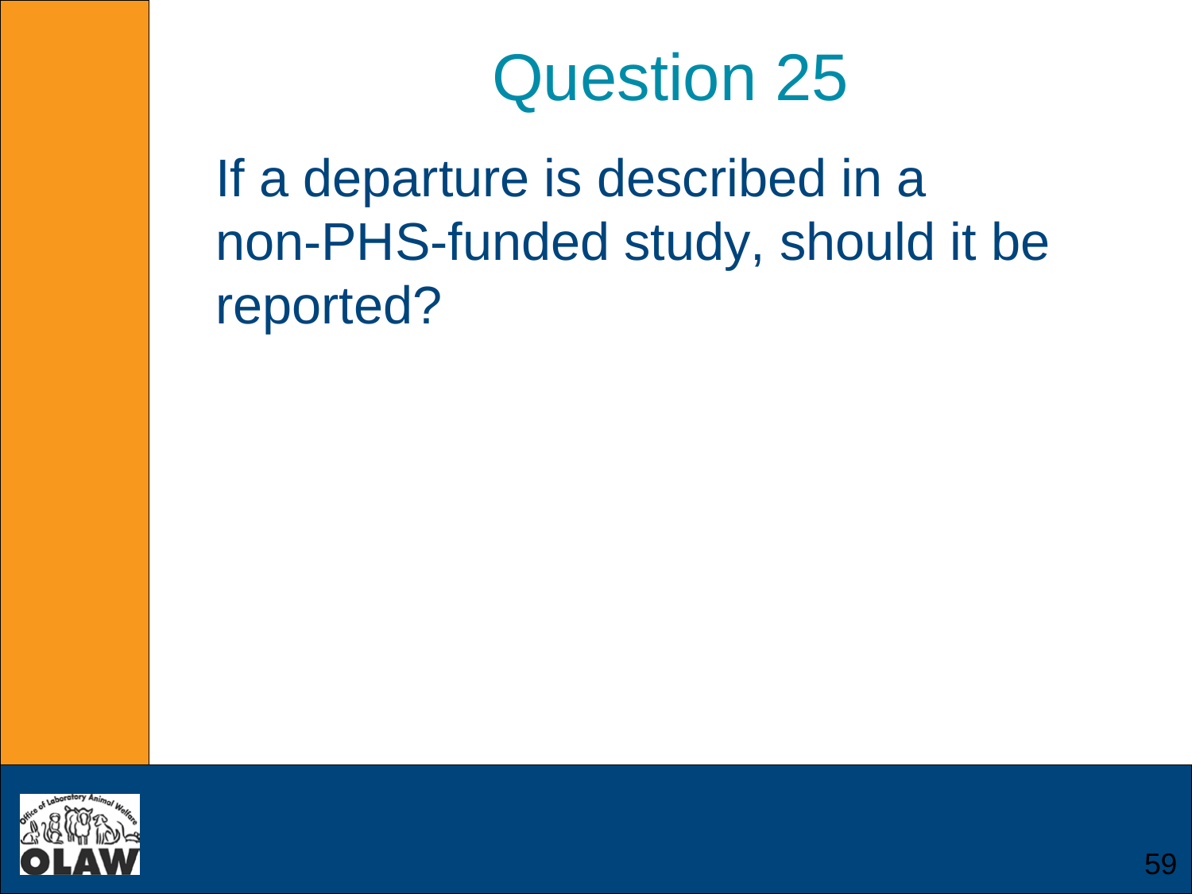# Question 25

If a departure is described in a non-PHS-funded study, should it be reported?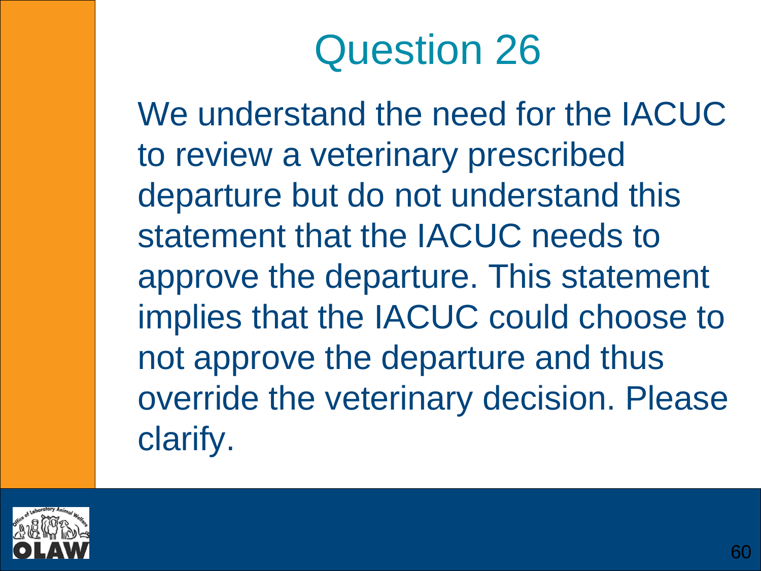# Question 26

We understand the need for the IACUC to review a veterinary prescribed departure but do not understand this statement that the IACUC needs to approve the departure. This statement implies that the IACUC could choose to not approve the departure and thus override the veterinary decision. Please clarify.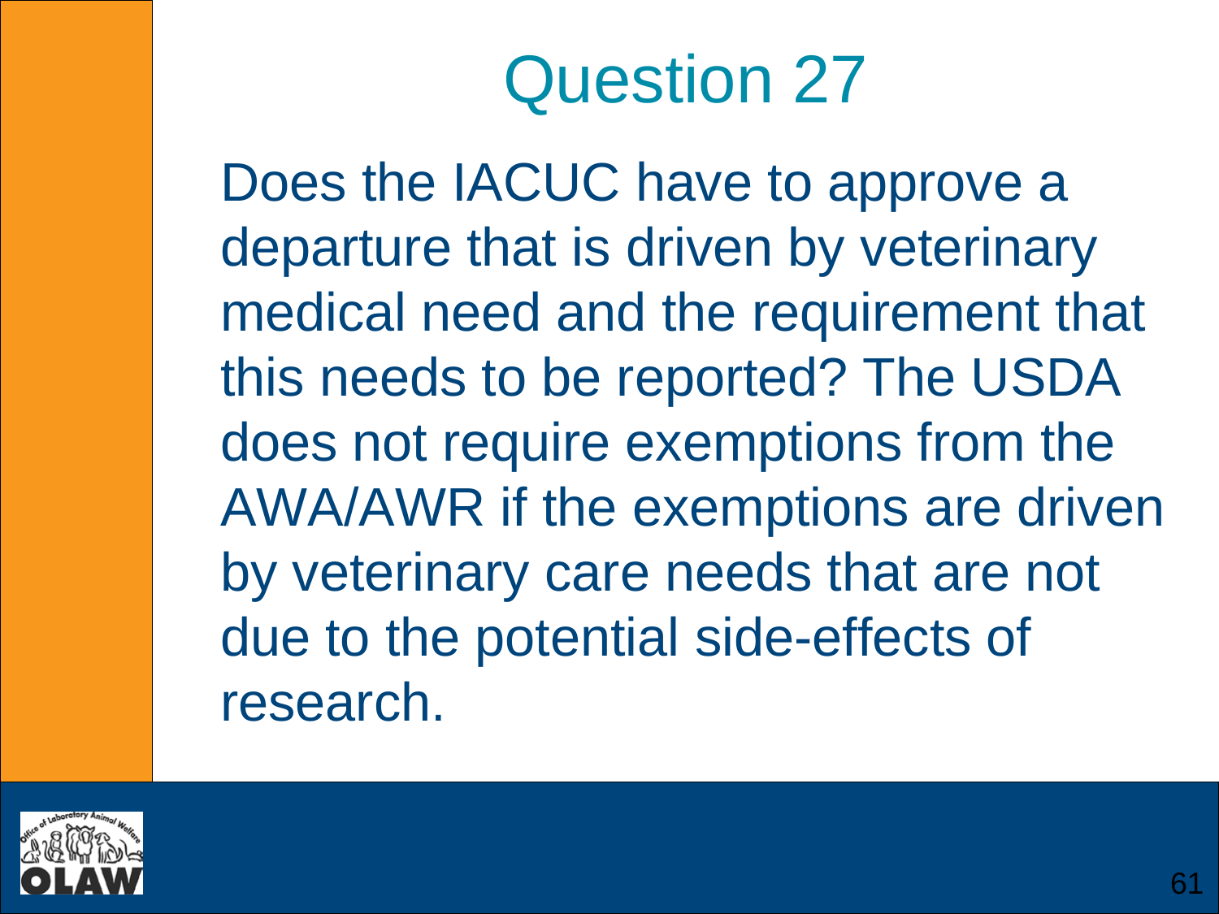# Question 27

Does the IACUC have to approve a departure that is driven by veterinary medical need and the requirement that this needs to be reported? The USDA does not require exemptions from the AWA/AWR if the exemptions are driven by veterinary care needs that are not due to the potential side-effects of research.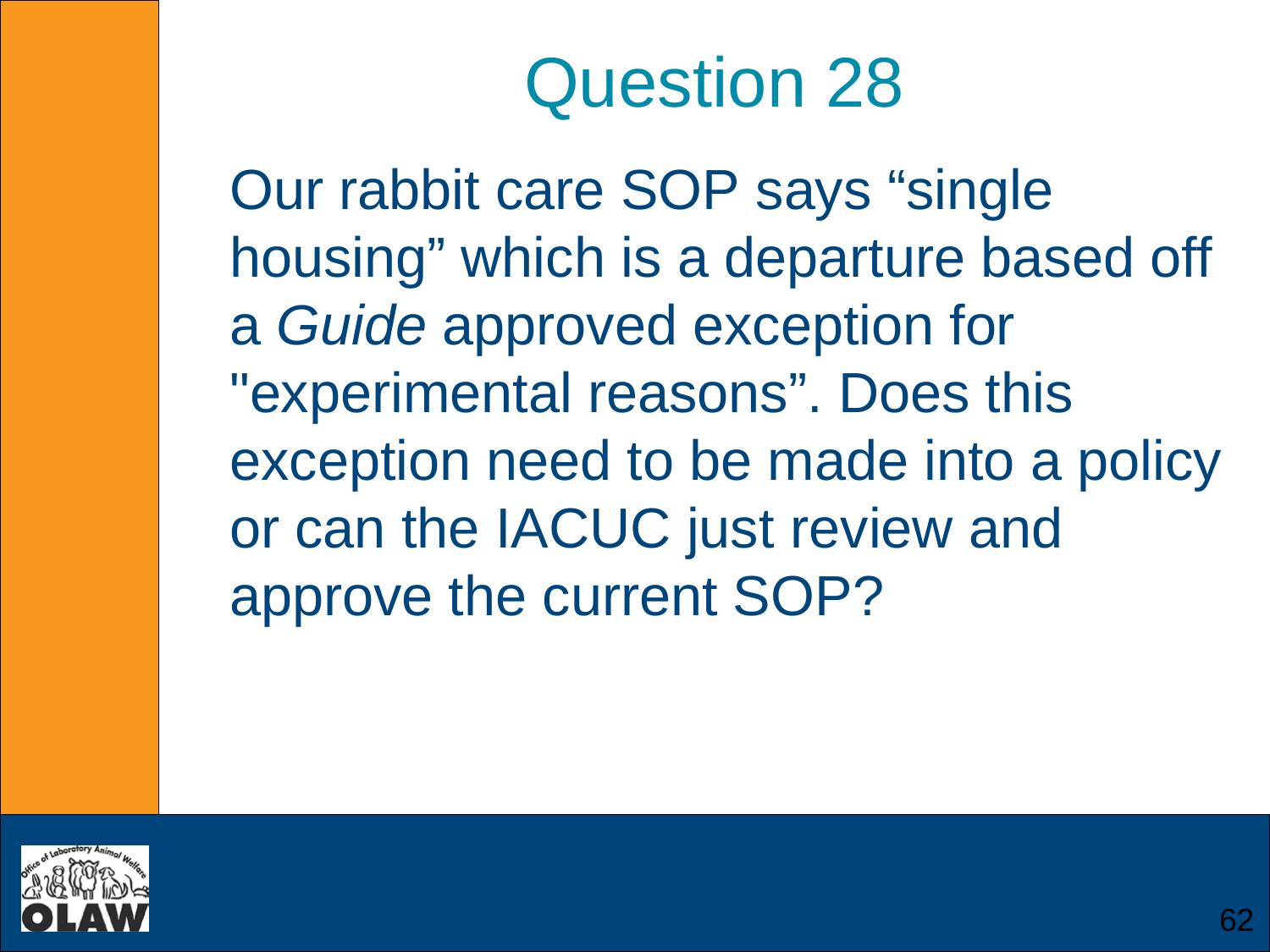# Question 28

Our rabbit care SOP says “single housing” which is a departure based off a *Guide* approved exception for "experimental reasons”. Does this exception need to be made into a policy or can the IACUC just review and approve the current SOP?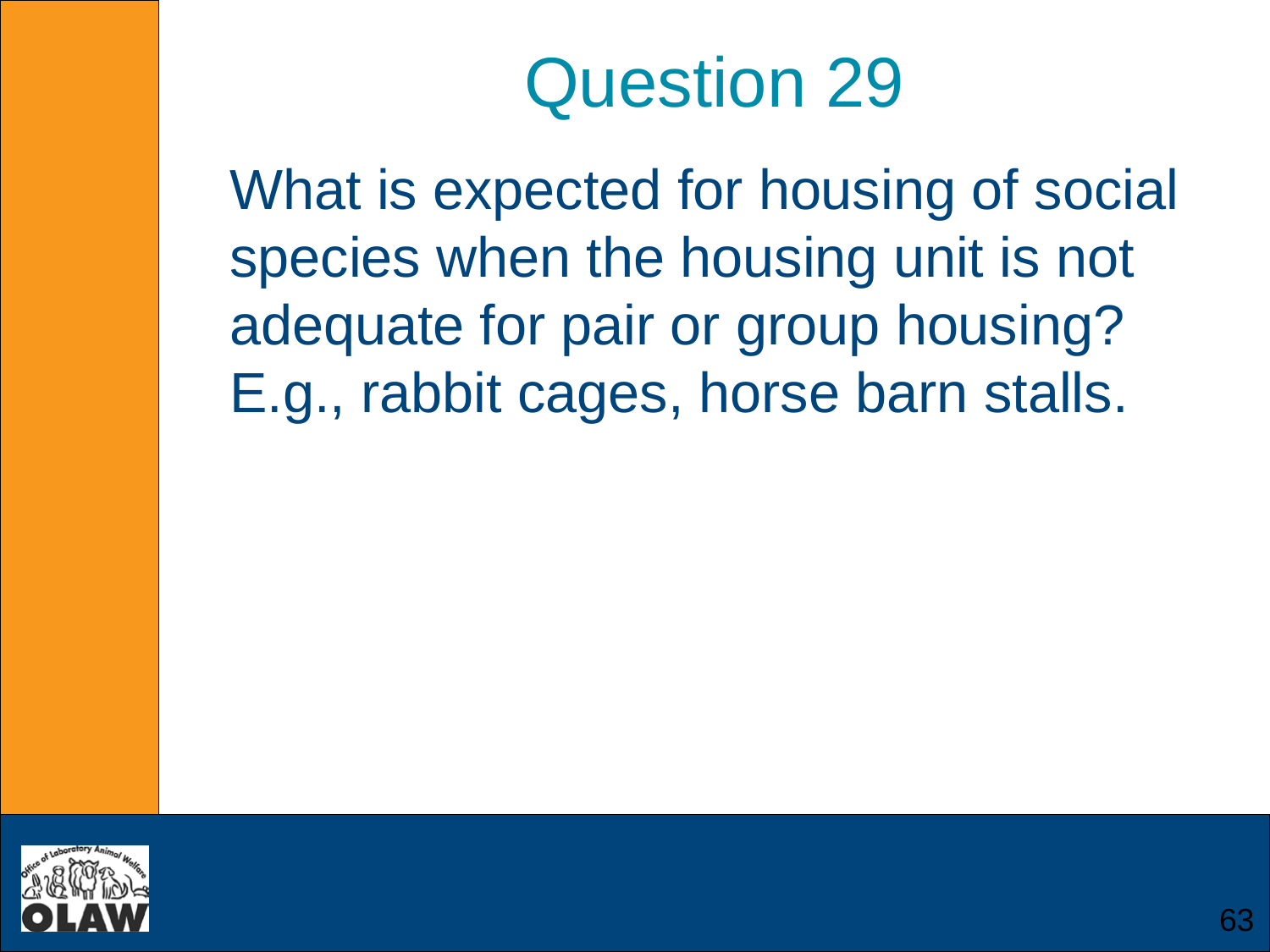# Question 29

What is expected for housing of social species when the housing unit is not adequate for pair or group housing? E.g., rabbit cages, horse barn stalls.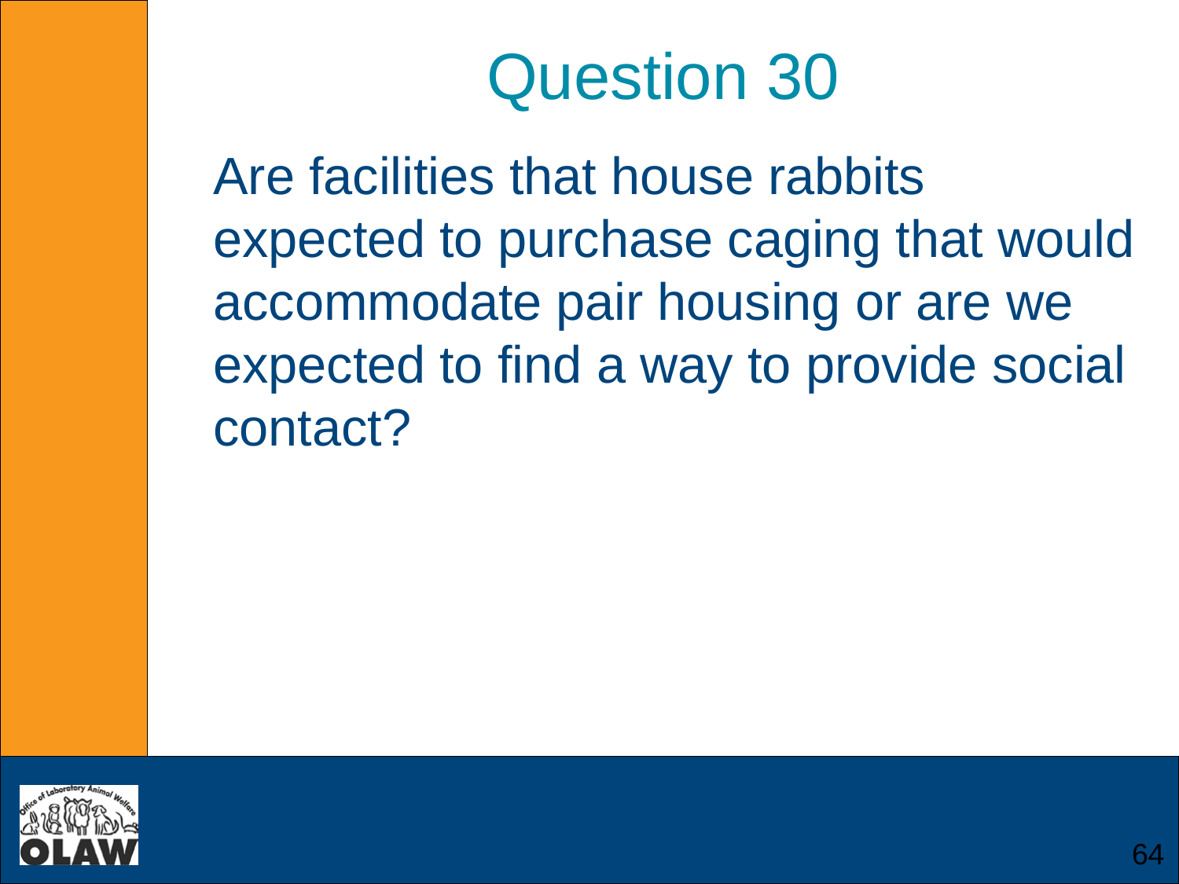# Question 30

Are facilities that house rabbits expected to purchase caging that would accommodate pair housing or are we expected to find a way to provide social contact?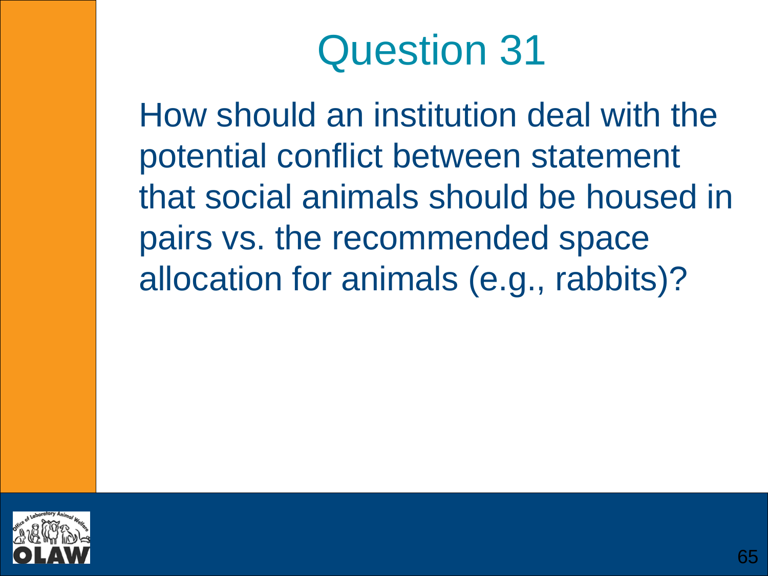# Question 31

How should an institution deal with the potential conflict between statement that social animals should be housed in pairs vs. the recommended space allocation for animals (e.g., rabbits)?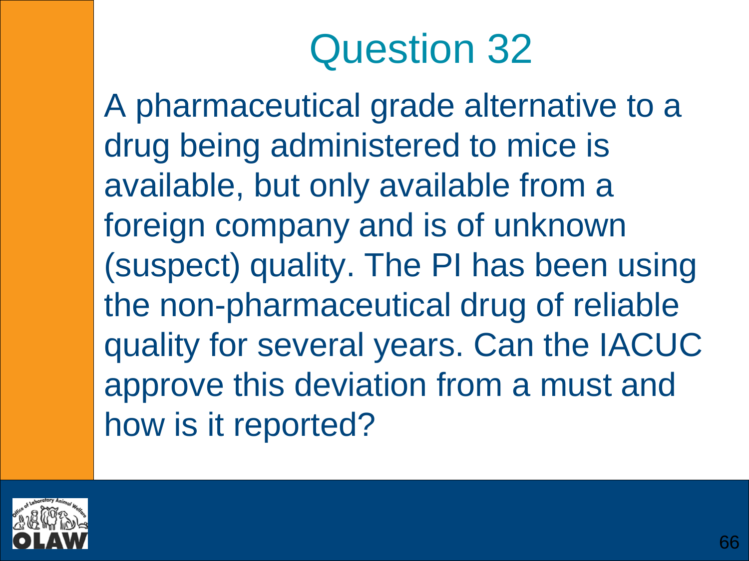# Question 32

A pharmaceutical grade alternative to a drug being administered to mice is available, but only available from a foreign company and is of unknown (suspect) quality. The PI has been using the non-pharmaceutical drug of reliable quality for several years. Can the IACUC approve this deviation from a must and how is it reported?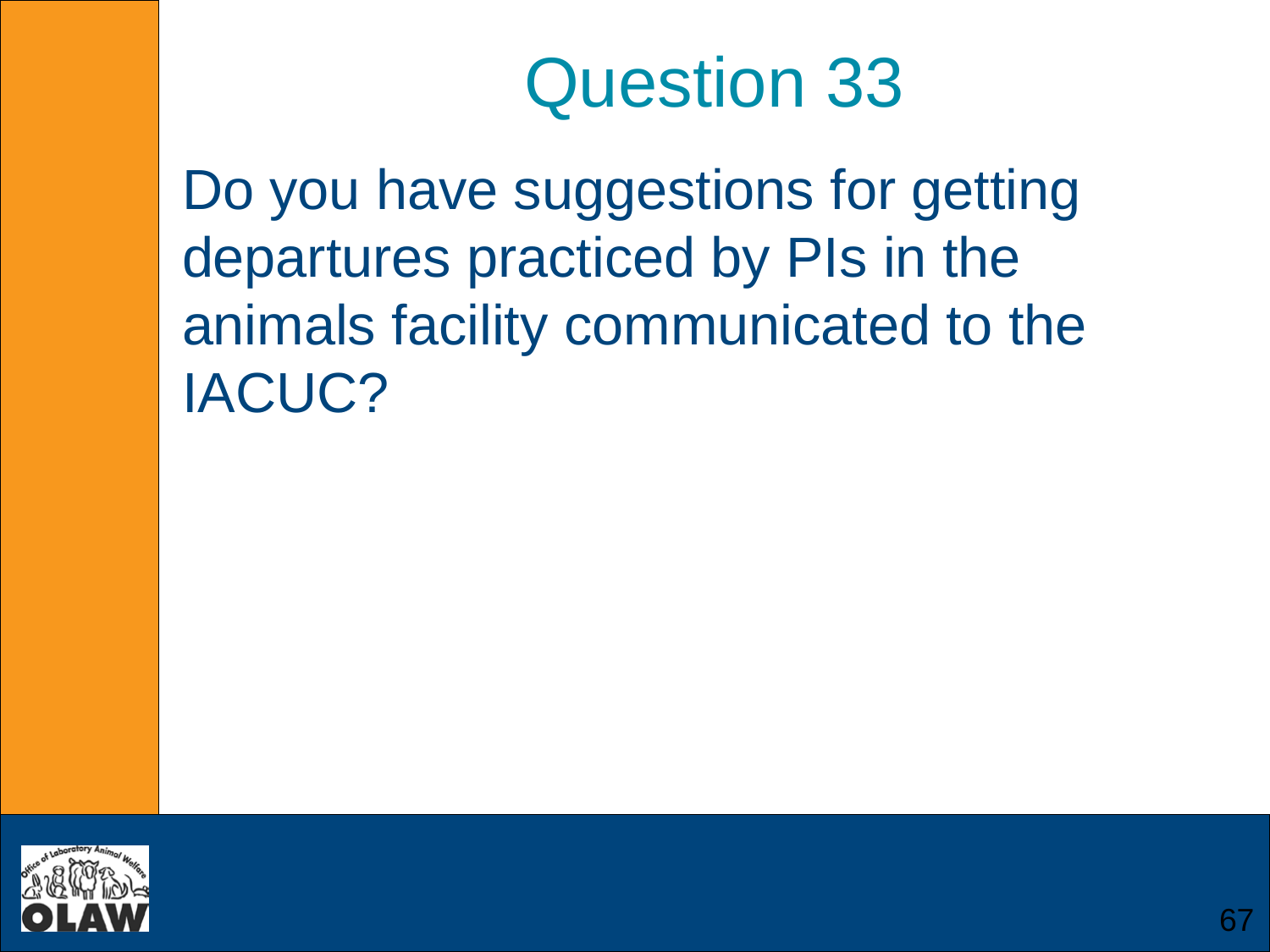# Question 33

Do you have suggestions for getting departures practiced by PIs in the animals facility communicated to the IACUC?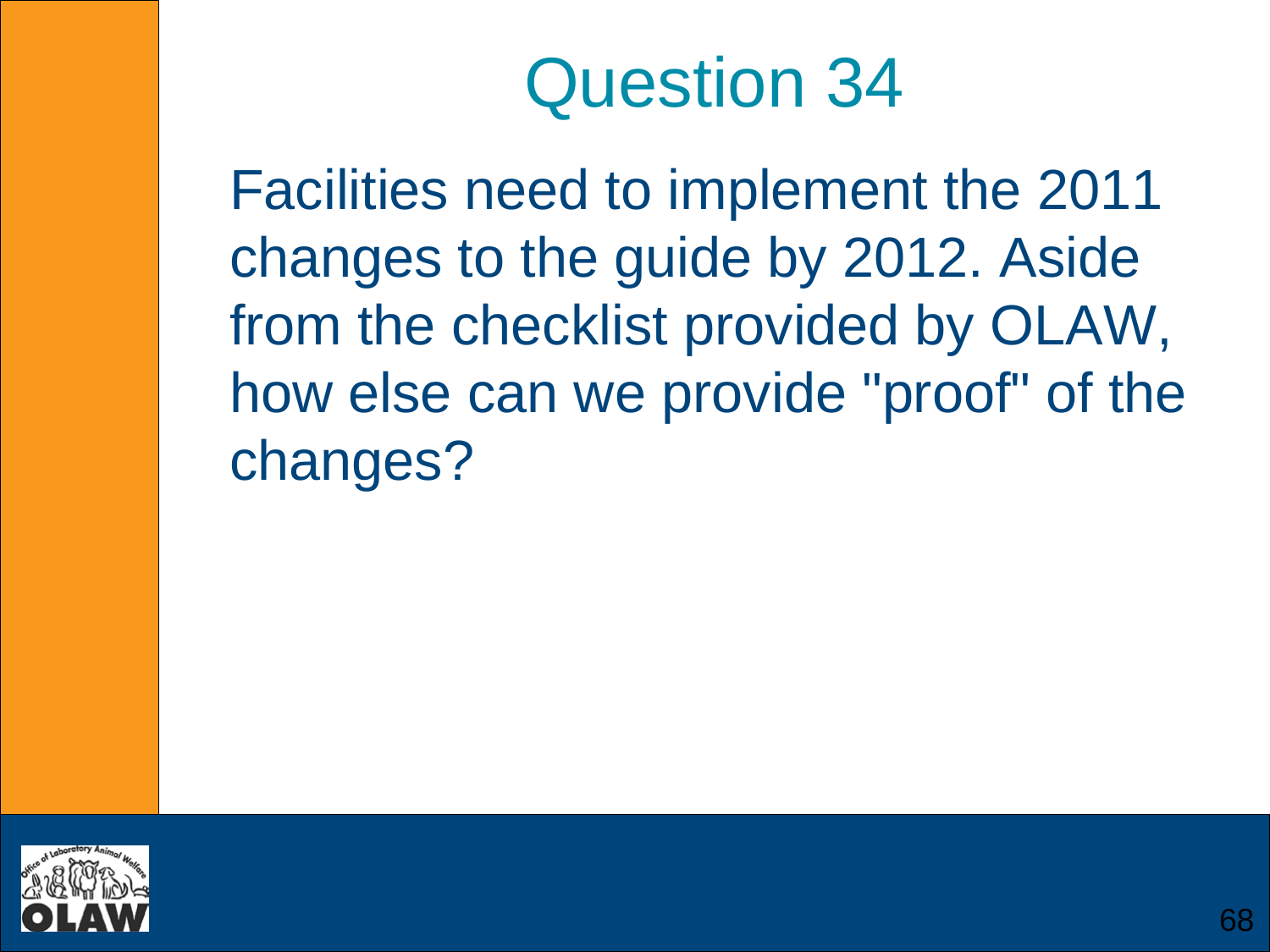# Question 34

Facilities need to implement the 2011 changes to the guide by 2012. Aside from the checklist provided by OLAW, how else can we provide "proof" of the changes?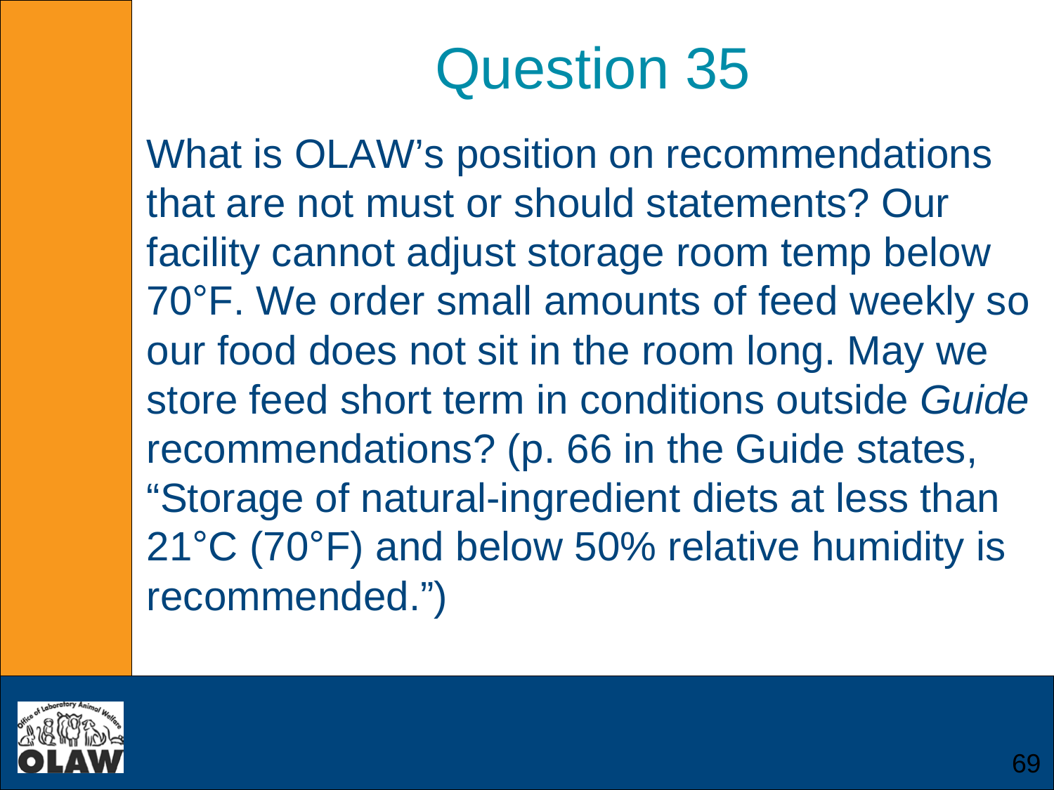# Question 35

What is OLAW's position on recommendations that are not must or should statements? Our facility cannot adjust storage room temp below 70°F. We order small amounts of feed weekly so our food does not sit in the room long. May we store feed short term in conditions outside *Guide* recommendations? (p. 66 in the Guide states, "Storage of natural-ingredient diets at less than 21°C (70°F) and below 50% relative humidity is recommended.")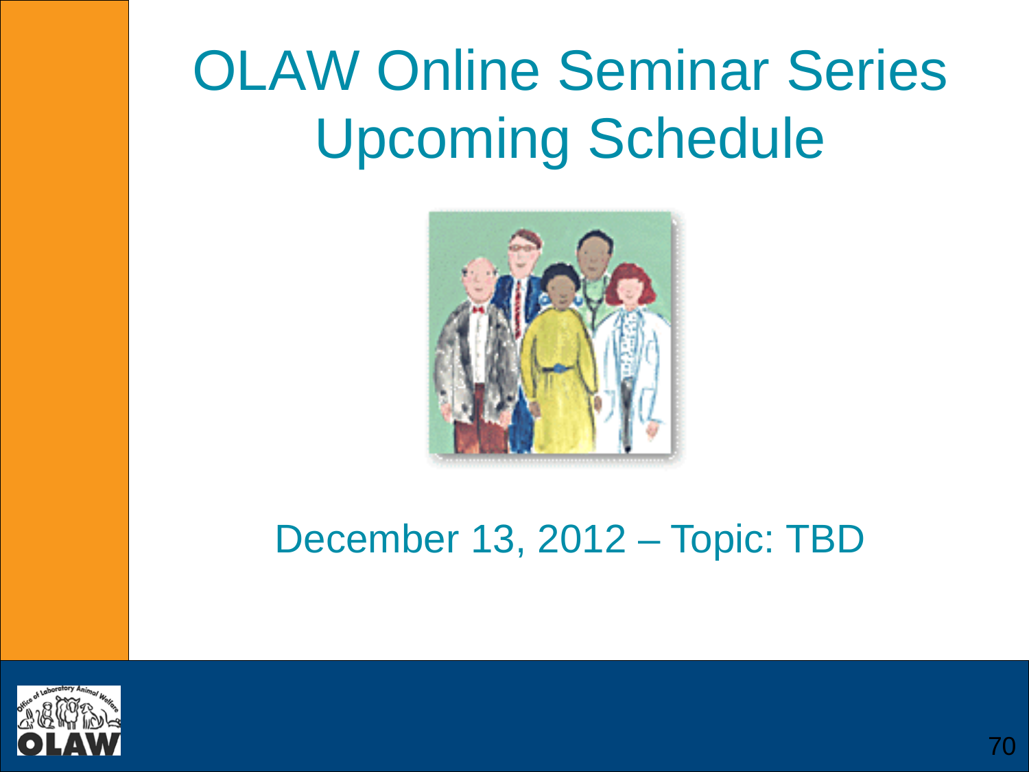# OLAW Online Seminar Series Upcoming Schedule

December 13, 2012 – Topic: TBD